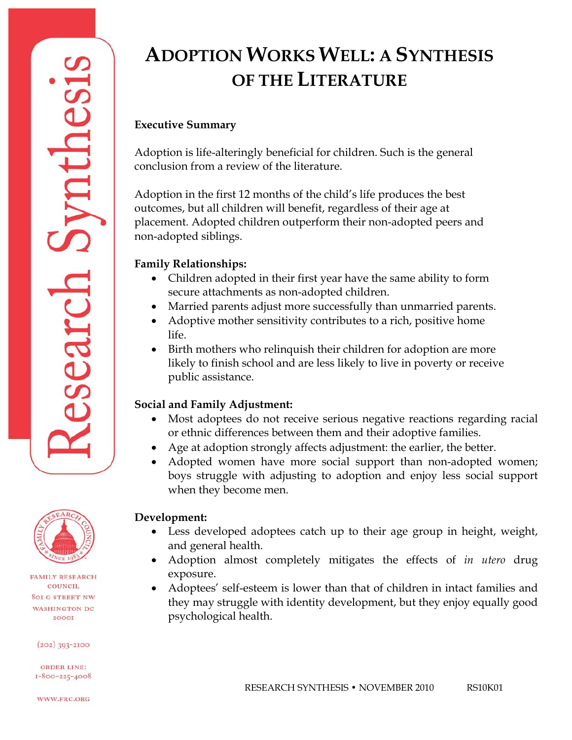# ADOPTION WORKS WELL: A SYNTHESIS OF THE LITERATURE

**Executive Summary**

Adoption is life-alteringly beneficial for children. Such is the general conclusion from a review of the literature.

Adoption in the first 12 months of the child's life produces the best outcomes, but all children will benefit, regardless of their age at placement. Adopted children outperform their non-adopted peers and non-adopted siblings.

**Family Relationships:**

- Children adopted in their first year have the same ability to form secure attachments as non-adopted children.
- Married parents adjust more successfully than unmarried parents.
- Adoptive mother sensitivity contributes to a rich, positive home life.
- Birth mothers who relinquish their children for adoption are more likely to finish school and are less likely to live in poverty or receive public assistance.

**Social and Family Adjustment:**

- Most adoptees do not receive serious negative reactions regarding racial or ethnic differences between them and their adoptive families.
- Age at adoption strongly affects adjustment: the earlier, the better.
- Adopted women have more social support than non-adopted women; boys struggle with adjusting to adoption and enjoy less social support when they become men.

**Development:**

- Less developed adoptees catch up to their age group in height, weight, and general health.
- Adoption almost completely mitigates the effects of *in utero* drug exposure.
- Adoptees' self-esteem is lower than that of children in intact families and they may struggle with identity development, but they enjoy equally good psychological health.

Research Synthesis

FAMILY RESEARCH COUNCIL
801 G STREET NW
WASHINGTON DC
20001

(202) 393-2100

ORDER LINE:
1-800-225-4008

WWW.FRC.ORG

RESEARCH SYNTHESIS • NOVEMBER 2010 RS10K01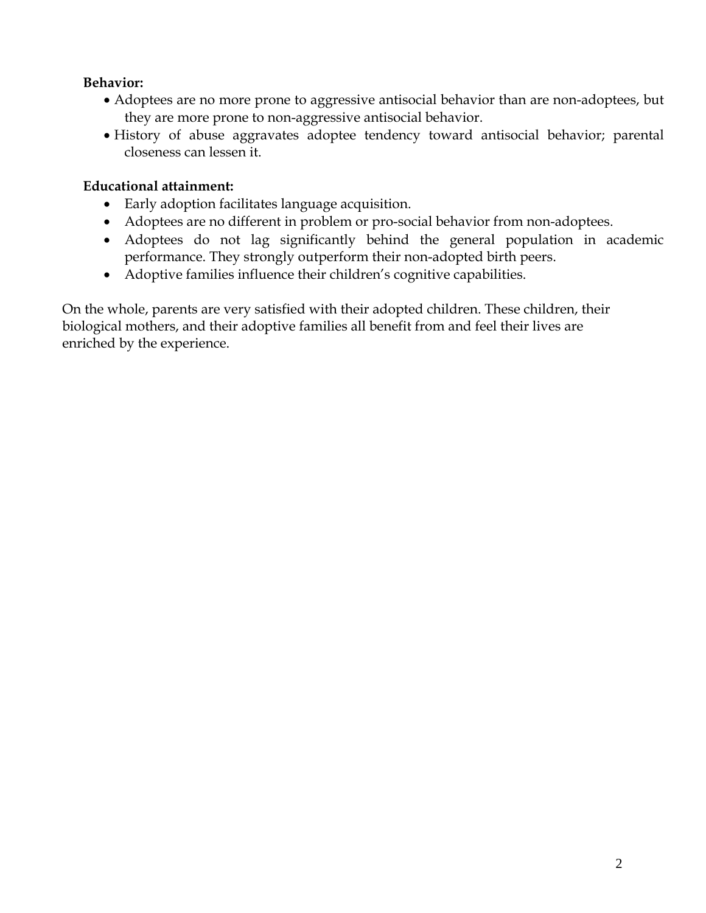**Behavior:**

- Adoptees are no more prone to aggressive antisocial behavior than are non-adoptees, but they are more prone to non-aggressive antisocial behavior.
- History of abuse aggravates adoptee tendency toward antisocial behavior; parental closeness can lessen it.

**Educational attainment:**

- Early adoption facilitates language acquisition.
- Adoptees are no different in problem or pro-social behavior from non-adoptees.
- Adoptees do not lag significantly behind the general population in academic performance. They strongly outperform their non-adopted birth peers.
- Adoptive families influence their children's cognitive capabilities.

On the whole, parents are very satisfied with their adopted children. These children, their biological mothers, and their adoptive families all benefit from and feel their lives are enriched by the experience.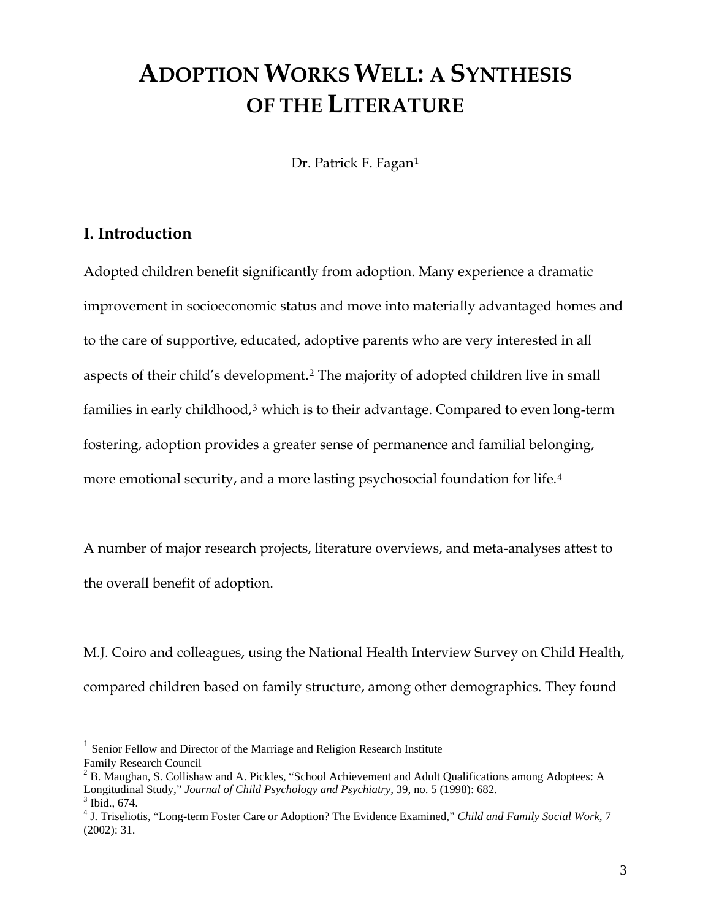# ADOPTION WORKS WELL: A SYNTHESIS OF THE LITERATURE

Dr. Patrick F. Fagan[1]

## I. Introduction

Adopted children benefit significantly from adoption. Many experience a dramatic improvement in socioeconomic status and move into materially advantaged homes and to the care of supportive, educated, adoptive parents who are very interested in all aspects of their child's development.[2] The majority of adopted children live in small families in early childhood,[3] which is to their advantage. Compared to even long-term fostering, adoption provides a greater sense of permanence and familial belonging, more emotional security, and a more lasting psychosocial foundation for life.[4]

A number of major research projects, literature overviews, and meta-analyses attest to the overall benefit of adoption.

M.J. Coiro and colleagues, using the National Health Interview Survey on Child Health, compared children based on family structure, among other demographics. They found

---

[1] Senior Fellow and Director of the Marriage and Religion Research Institute Family Research Council

[2] B. Maughan, S. Collishaw and A. Pickles, "School Achievement and Adult Qualifications among Adoptees: A Longitudinal Study," *Journal of Child Psychology and Psychiatry*, 39, no. 5 (1998): 682.

[3] Ibid., 674.

[4] J. Triseliotis, "Long-term Foster Care or Adoption? The Evidence Examined," *Child and Family Social Work*, 7 (2002): 31.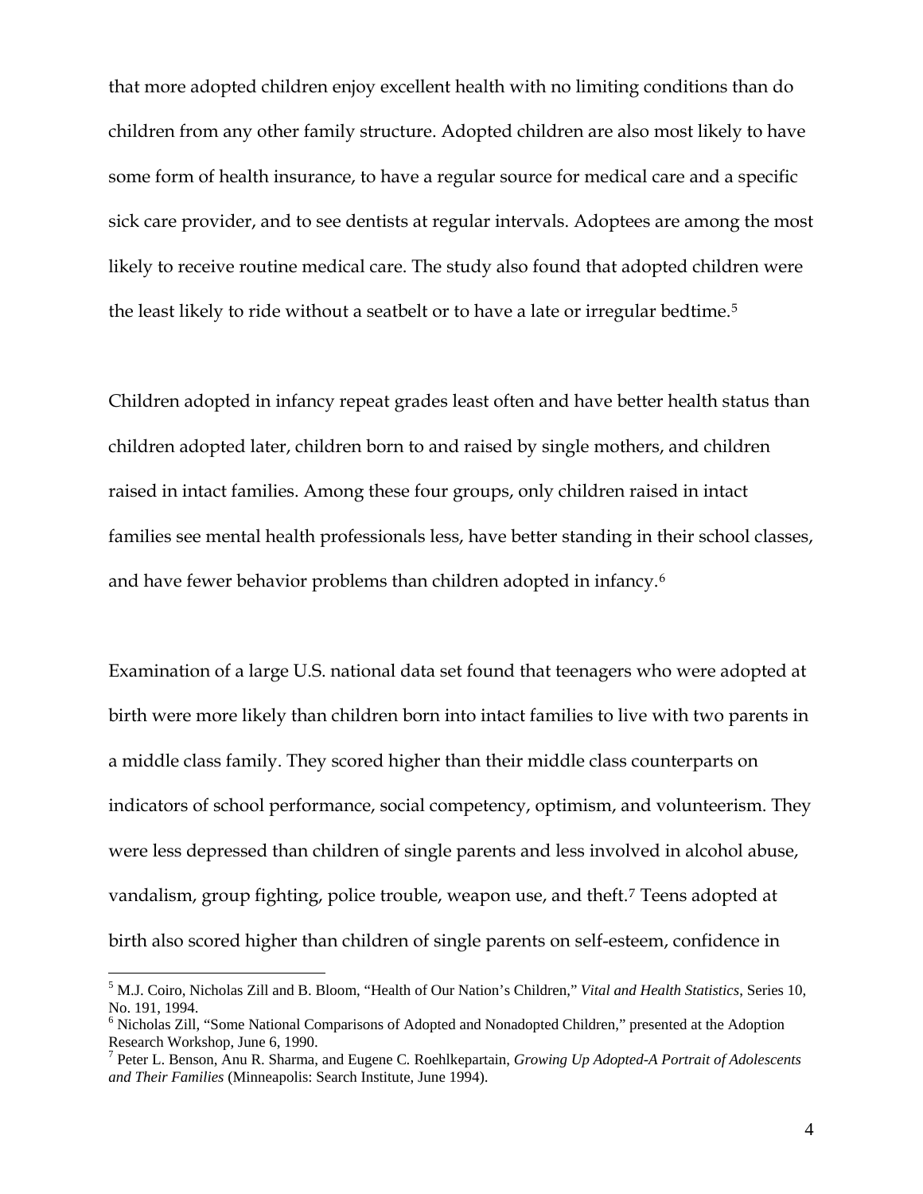that more adopted children enjoy excellent health with no limiting conditions than do children from any other family structure. Adopted children are also most likely to have some form of health insurance, to have a regular source for medical care and a specific sick care provider, and to see dentists at regular intervals. Adoptees are among the most likely to receive routine medical care. The study also found that adopted children were the least likely to ride without a seatbelt or to have a late or irregular bedtime.[5]

Children adopted in infancy repeat grades least often and have better health status than children adopted later, children born to and raised by single mothers, and children raised in intact families. Among these four groups, only children raised in intact families see mental health professionals less, have better standing in their school classes, and have fewer behavior problems than children adopted in infancy.[6]

Examination of a large U.S. national data set found that teenagers who were adopted at birth were more likely than children born into intact families to live with two parents in a middle class family. They scored higher than their middle class counterparts on indicators of school performance, social competency, optimism, and volunteerism. They were less depressed than children of single parents and less involved in alcohol abuse, vandalism, group fighting, police trouble, weapon use, and theft.[7] Teens adopted at birth also scored higher than children of single parents on self-esteem, confidence in

---

[5] M.J. Coiro, Nicholas Zill and B. Bloom, "Health of Our Nation's Children," *Vital and Health Statistics*, Series 10, No. 191, 1994.

[6] Nicholas Zill, "Some National Comparisons of Adopted and Nonadopted Children," presented at the Adoption Research Workshop, June 6, 1990.

[7] Peter L. Benson, Anu R. Sharma, and Eugene C. Roehlkepartain, *Growing Up Adopted-A Portrait of Adolescents and Their Families* (Minneapolis: Search Institute, June 1994).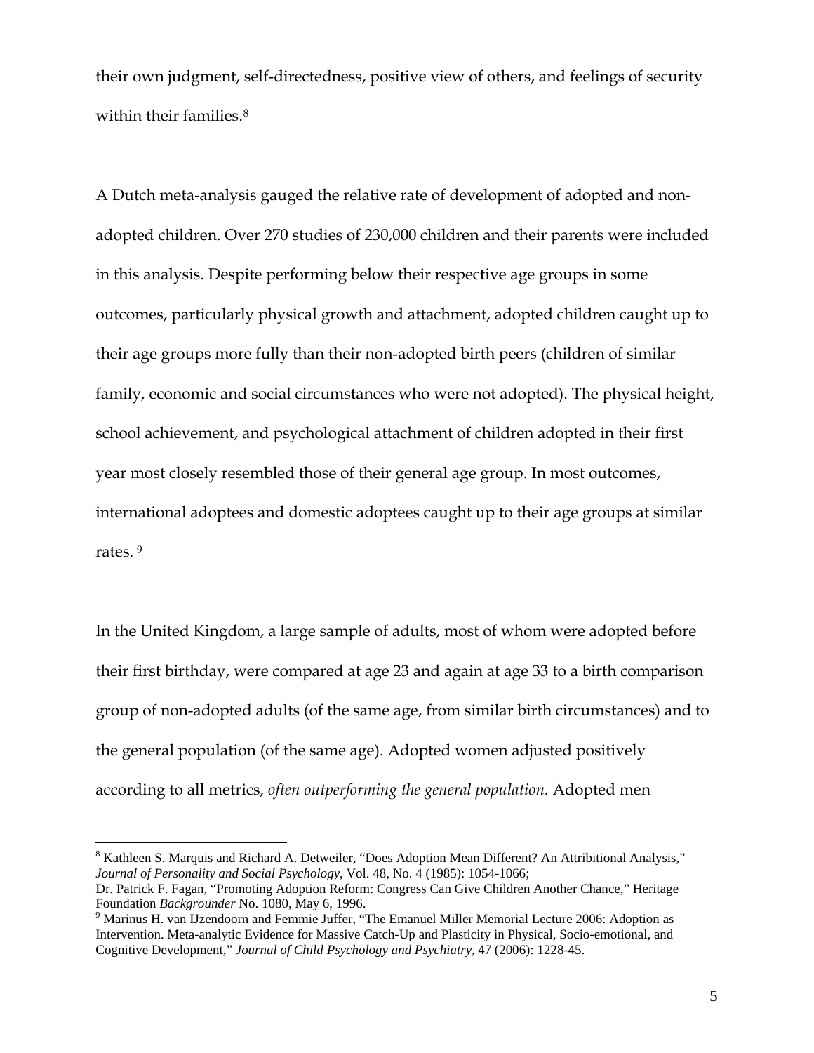their own judgment, self-directedness, positive view of others, and feelings of security within their families.[8]

A Dutch meta-analysis gauged the relative rate of development of adopted and non-adopted children. Over 270 studies of 230,000 children and their parents were included in this analysis. Despite performing below their respective age groups in some outcomes, particularly physical growth and attachment, adopted children caught up to their age groups more fully than their non-adopted birth peers (children of similar family, economic and social circumstances who were not adopted). The physical height, school achievement, and psychological attachment of children adopted in their first year most closely resembled those of their general age group. In most outcomes, international adoptees and domestic adoptees caught up to their age groups at similar rates. [9]

In the United Kingdom, a large sample of adults, most of whom were adopted before their first birthday, were compared at age 23 and again at age 33 to a birth comparison group of non-adopted adults (of the same age, from similar birth circumstances) and to the general population (of the same age). Adopted women adjusted positively according to all metrics, *often outperforming the general population.* Adopted men

---

[8] Kathleen S. Marquis and Richard A. Detweiler, "Does Adoption Mean Different? An Attribitional Analysis," *Journal of Personality and Social Psychology*, Vol. 48, No. 4 (1985): 1054-1066;
Dr. Patrick F. Fagan, "Promoting Adoption Reform: Congress Can Give Children Another Chance," Heritage Foundation *Backgrounder* No. 1080, May 6, 1996.

[9] Marinus H. van IJzendoorn and Femmie Juffer, "The Emanuel Miller Memorial Lecture 2006: Adoption as Intervention. Meta-analytic Evidence for Massive Catch-Up and Plasticity in Physical, Socio-emotional, and Cognitive Development," *Journal of Child Psychology and Psychiatry*, 47 (2006): 1228-45.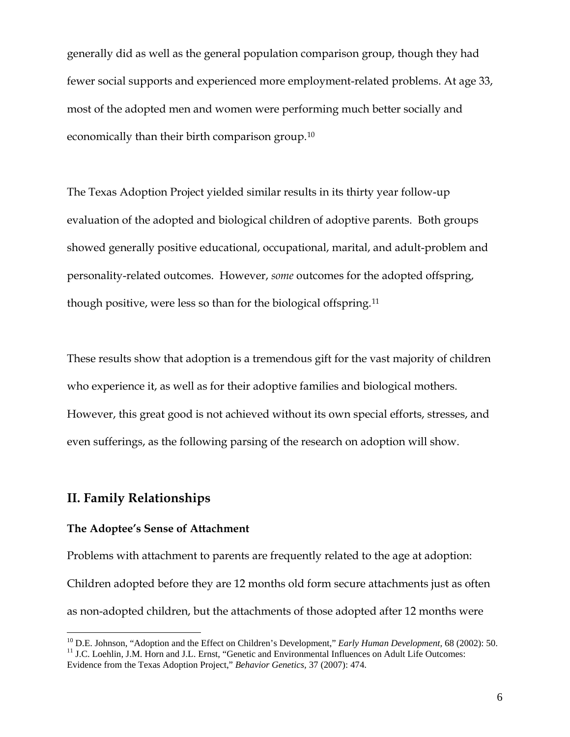generally did as well as the general population comparison group, though they had fewer social supports and experienced more employment-related problems. At age 33, most of the adopted men and women were performing much better socially and economically than their birth comparison group.[10]

The Texas Adoption Project yielded similar results in its thirty year follow-up evaluation of the adopted and biological children of adoptive parents. Both groups showed generally positive educational, occupational, marital, and adult-problem and personality-related outcomes. However, *some* outcomes for the adopted offspring, though positive, were less so than for the biological offspring.[11]

These results show that adoption is a tremendous gift for the vast majority of children who experience it, as well as for their adoptive families and biological mothers. However, this great good is not achieved without its own special efforts, stresses, and even sufferings, as the following parsing of the research on adoption will show.

## II. Family Relationships

### The Adoptee's Sense of Attachment

Problems with attachment to parents are frequently related to the age at adoption: Children adopted before they are 12 months old form secure attachments just as often as non-adopted children, but the attachments of those adopted after 12 months were

---

[10] D.E. Johnson, "Adoption and the Effect on Children's Development," *Early Human Development*, 68 (2002): 50.

[11] J.C. Loehlin, J.M. Horn and J.L. Ernst, "Genetic and Environmental Influences on Adult Life Outcomes: Evidence from the Texas Adoption Project," *Behavior Genetics*, 37 (2007): 474.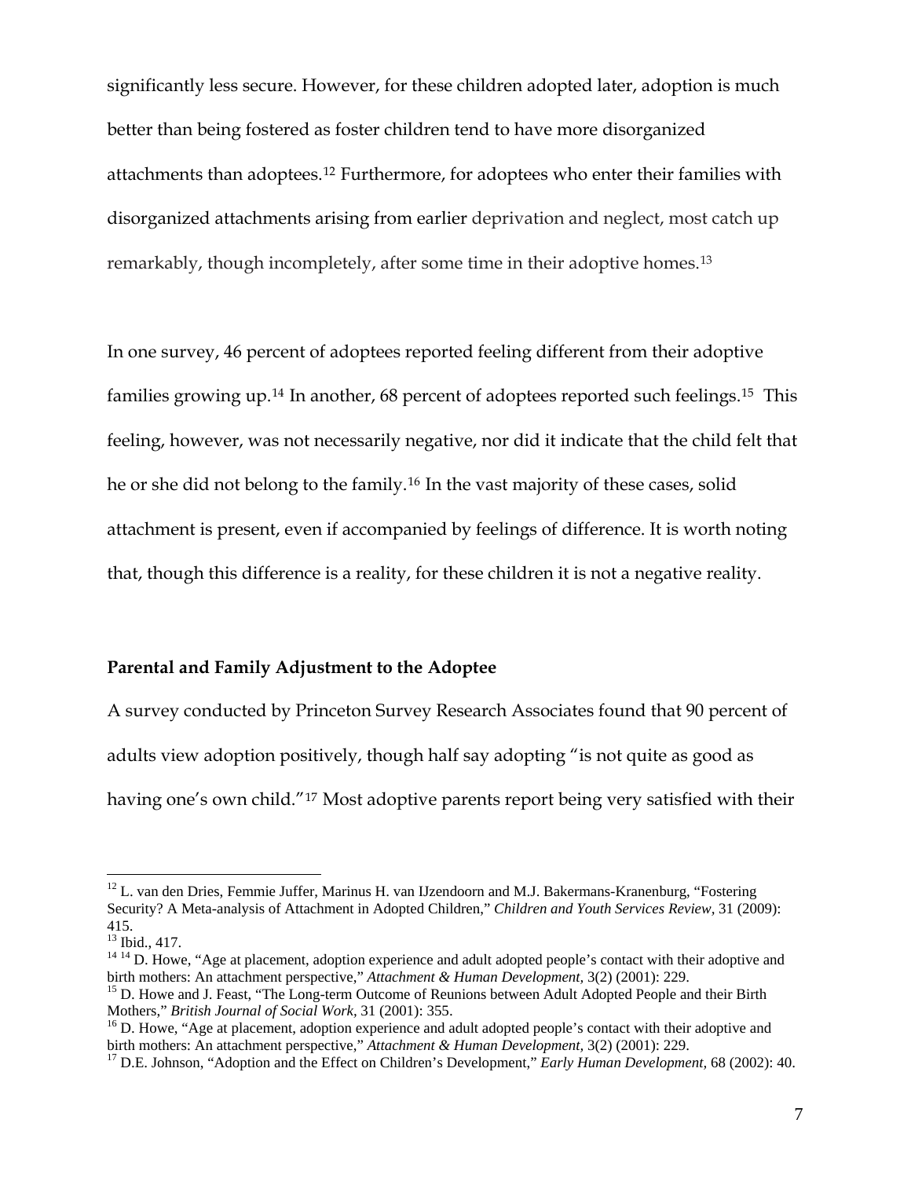significantly less secure. However, for these children adopted later, adoption is much better than being fostered as foster children tend to have more disorganized attachments than adoptees.[12] Furthermore, for adoptees who enter their families with disorganized attachments arising from earlier deprivation and neglect, most catch up remarkably, though incompletely, after some time in their adoptive homes.[13]

In one survey, 46 percent of adoptees reported feeling different from their adoptive families growing up.[14] In another, 68 percent of adoptees reported such feelings.[15] This feeling, however, was not necessarily negative, nor did it indicate that the child felt that he or she did not belong to the family.[16] In the vast majority of these cases, solid attachment is present, even if accompanied by feelings of difference. It is worth noting that, though this difference is a reality, for these children it is not a negative reality.

**Parental and Family Adjustment to the Adoptee**

A survey conducted by Princeton Survey Research Associates found that 90 percent of adults view adoption positively, though half say adopting "is not quite as good as having one's own child."[17] Most adoptive parents report being very satisfied with their

---

[12] L. van den Dries, Femmie Juffer, Marinus H. van IJzendoorn and M.J. Bakermans-Kranenburg, "Fostering Security? A Meta-analysis of Attachment in Adopted Children," *Children and Youth Services Review*, 31 (2009): 415.

[13] Ibid., 417.

[14] [14] D. Howe, "Age at placement, adoption experience and adult adopted people's contact with their adoptive and birth mothers: An attachment perspective," *Attachment & Human Development*, 3(2) (2001): 229.

[15] D. Howe and J. Feast, "The Long-term Outcome of Reunions between Adult Adopted People and their Birth Mothers," *British Journal of Social Work*, 31 (2001): 355.

[16] D. Howe, "Age at placement, adoption experience and adult adopted people's contact with their adoptive and birth mothers: An attachment perspective," *Attachment & Human Development*, 3(2) (2001): 229.

[17] D.E. Johnson, "Adoption and the Effect on Children's Development," *Early Human Development*, 68 (2002): 40.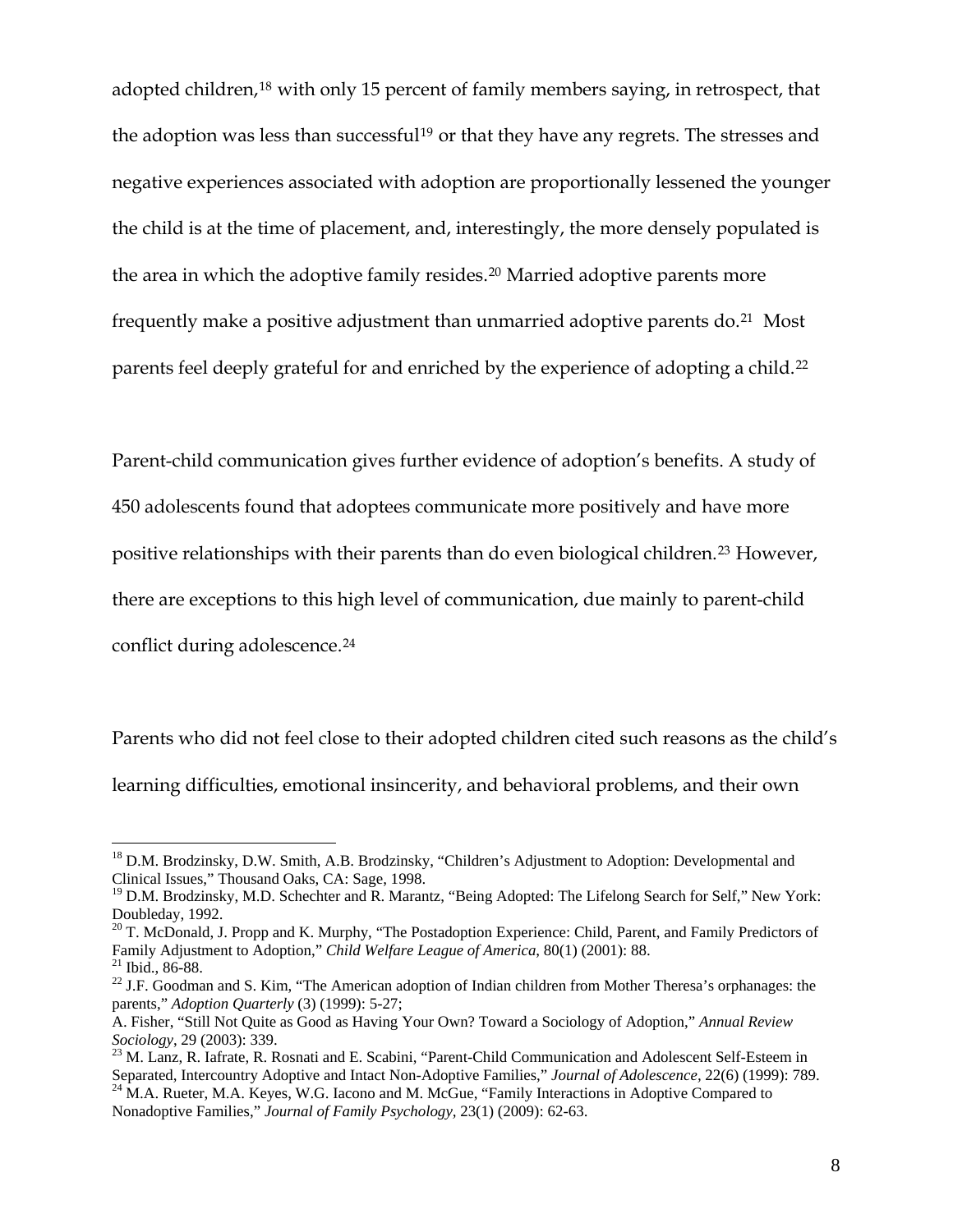adopted children,[18] with only 15 percent of family members saying, in retrospect, that the adoption was less than successful[19] or that they have any regrets. The stresses and negative experiences associated with adoption are proportionally lessened the younger the child is at the time of placement, and, interestingly, the more densely populated is the area in which the adoptive family resides.[20] Married adoptive parents more frequently make a positive adjustment than unmarried adoptive parents do.[21] Most parents feel deeply grateful for and enriched by the experience of adopting a child.[22]

Parent-child communication gives further evidence of adoption's benefits. A study of 450 adolescents found that adoptees communicate more positively and have more positive relationships with their parents than do even biological children.[23] However, there are exceptions to this high level of communication, due mainly to parent-child conflict during adolescence.[24]

Parents who did not feel close to their adopted children cited such reasons as the child's learning difficulties, emotional insincerity, and behavioral problems, and their own

---

[18] D.M. Brodzinsky, D.W. Smith, A.B. Brodzinsky, "Children's Adjustment to Adoption: Developmental and Clinical Issues," Thousand Oaks, CA: Sage, 1998.

[19] D.M. Brodzinsky, M.D. Schechter and R. Marantz, "Being Adopted: The Lifelong Search for Self," New York: Doubleday, 1992.

[20] T. McDonald, J. Propp and K. Murphy, "The Postadoption Experience: Child, Parent, and Family Predictors of Family Adjustment to Adoption," *Child Welfare League of America*, 80(1) (2001): 88.

[21] Ibid., 86-88.

[22] J.F. Goodman and S. Kim, "The American adoption of Indian children from Mother Theresa's orphanages: the parents," *Adoption Quarterly* (3) (1999): 5-27;

A. Fisher, "Still Not Quite as Good as Having Your Own? Toward a Sociology of Adoption," *Annual Review Sociology*, 29 (2003): 339.

[23] M. Lanz, R. Iafrate, R. Rosnati and E. Scabini, "Parent-Child Communication and Adolescent Self-Esteem in Separated, Intercountry Adoptive and Intact Non-Adoptive Families," *Journal of Adolescence*, 22(6) (1999): 789.

[24] M.A. Rueter, M.A. Keyes, W.G. Iacono and M. McGue, "Family Interactions in Adoptive Compared to Nonadoptive Families," *Journal of Family Psychology*, 23(1) (2009): 62-63.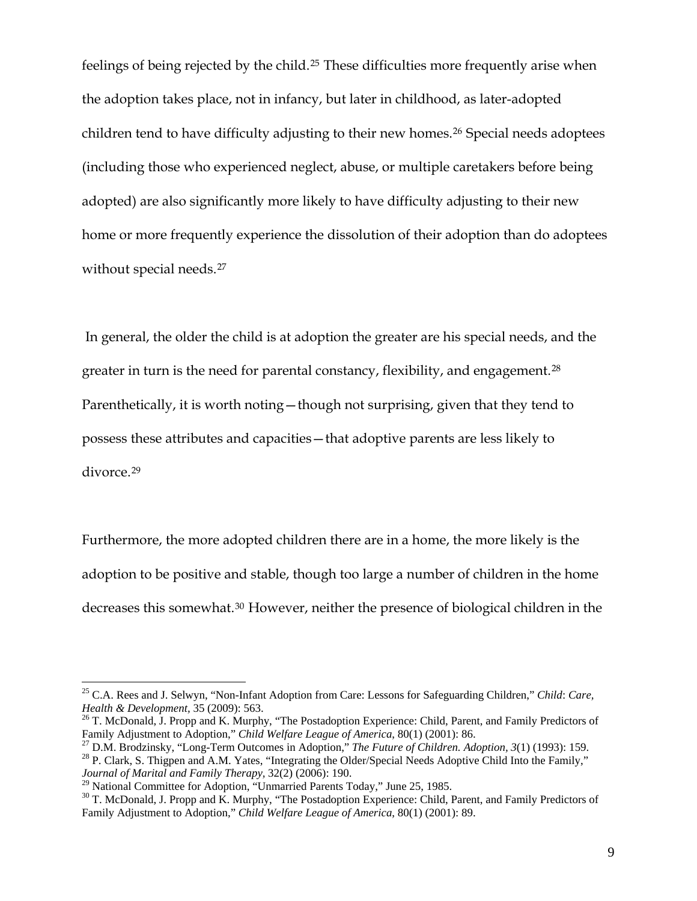feelings of being rejected by the child.[25] These difficulties more frequently arise when the adoption takes place, not in infancy, but later in childhood, as later-adopted children tend to have difficulty adjusting to their new homes.[26] Special needs adoptees (including those who experienced neglect, abuse, or multiple caretakers before being adopted) are also significantly more likely to have difficulty adjusting to their new home or more frequently experience the dissolution of their adoption than do adoptees without special needs.[27]

In general, the older the child is at adoption the greater are his special needs, and the greater in turn is the need for parental constancy, flexibility, and engagement.[28] Parenthetically, it is worth noting—though not surprising, given that they tend to possess these attributes and capacities—that adoptive parents are less likely to divorce.[29]

Furthermore, the more adopted children there are in a home, the more likely is the adoption to be positive and stable, though too large a number of children in the home decreases this somewhat.[30] However, neither the presence of biological children in the

---

[25] C.A. Rees and J. Selwyn, "Non-Infant Adoption from Care: Lessons for Safeguarding Children," *Child: Care, Health & Development*, 35 (2009): 563.

[26] T. McDonald, J. Propp and K. Murphy, "The Postadoption Experience: Child, Parent, and Family Predictors of Family Adjustment to Adoption," *Child Welfare League of America*, 80(1) (2001): 86.

[27] D.M. Brodzinsky, "Long-Term Outcomes in Adoption," *The Future of Children. Adoption*, *3*(1) (1993): 159.

[28] P. Clark, S. Thigpen and A.M. Yates, "Integrating the Older/Special Needs Adoptive Child Into the Family," *Journal of Marital and Family Therapy*, 32(2) (2006): 190.

[29] National Committee for Adoption, "Unmarried Parents Today," June 25, 1985.

[30] T. McDonald, J. Propp and K. Murphy, "The Postadoption Experience: Child, Parent, and Family Predictors of Family Adjustment to Adoption," *Child Welfare League of America*, 80(1) (2001): 89.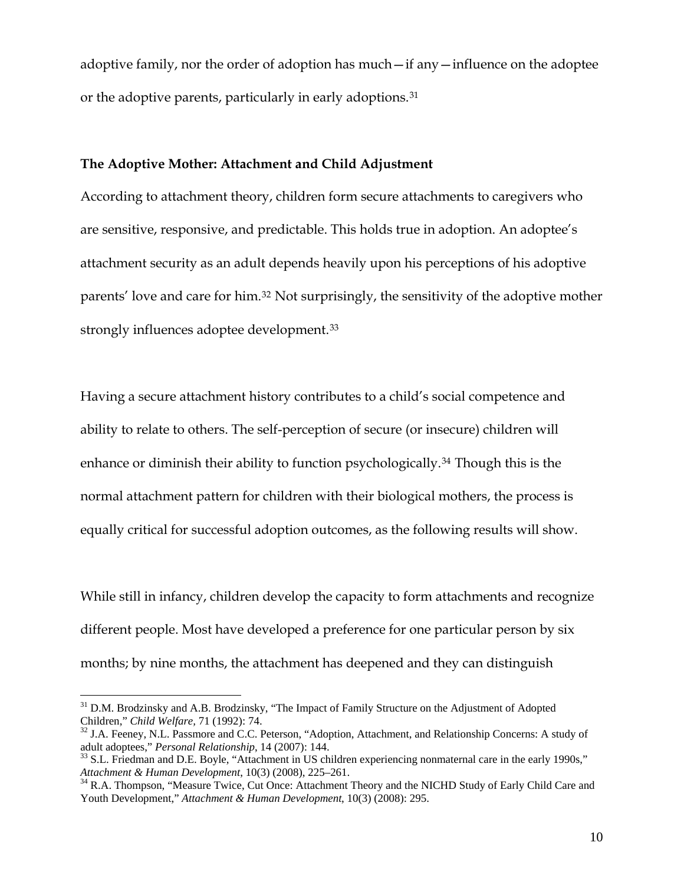adoptive family, nor the order of adoption has much—if any—influence on the adoptee or the adoptive parents, particularly in early adoptions.[31]

### The Adoptive Mother: Attachment and Child Adjustment

According to attachment theory, children form secure attachments to caregivers who are sensitive, responsive, and predictable. This holds true in adoption. An adoptee's attachment security as an adult depends heavily upon his perceptions of his adoptive parents' love and care for him.[32] Not surprisingly, the sensitivity of the adoptive mother strongly influences adoptee development.[33]

Having a secure attachment history contributes to a child's social competence and ability to relate to others. The self-perception of secure (or insecure) children will enhance or diminish their ability to function psychologically.[34] Though this is the normal attachment pattern for children with their biological mothers, the process is equally critical for successful adoption outcomes, as the following results will show.

While still in infancy, children develop the capacity to form attachments and recognize different people. Most have developed a preference for one particular person by six months; by nine months, the attachment has deepened and they can distinguish

---

[31] D.M. Brodzinsky and A.B. Brodzinsky, "The Impact of Family Structure on the Adjustment of Adopted Children," *Child Welfare*, 71 (1992): 74.

[32] J.A. Feeney, N.L. Passmore and C.C. Peterson, "Adoption, Attachment, and Relationship Concerns: A study of adult adoptees," *Personal Relationship*, 14 (2007): 144.

[33] S.L. Friedman and D.E. Boyle, "Attachment in US children experiencing nonmaternal care in the early 1990s," *Attachment & Human Development*, 10(3) (2008), 225–261.

[34] R.A. Thompson, "Measure Twice, Cut Once: Attachment Theory and the NICHD Study of Early Child Care and Youth Development," *Attachment & Human Development*, 10(3) (2008): 295.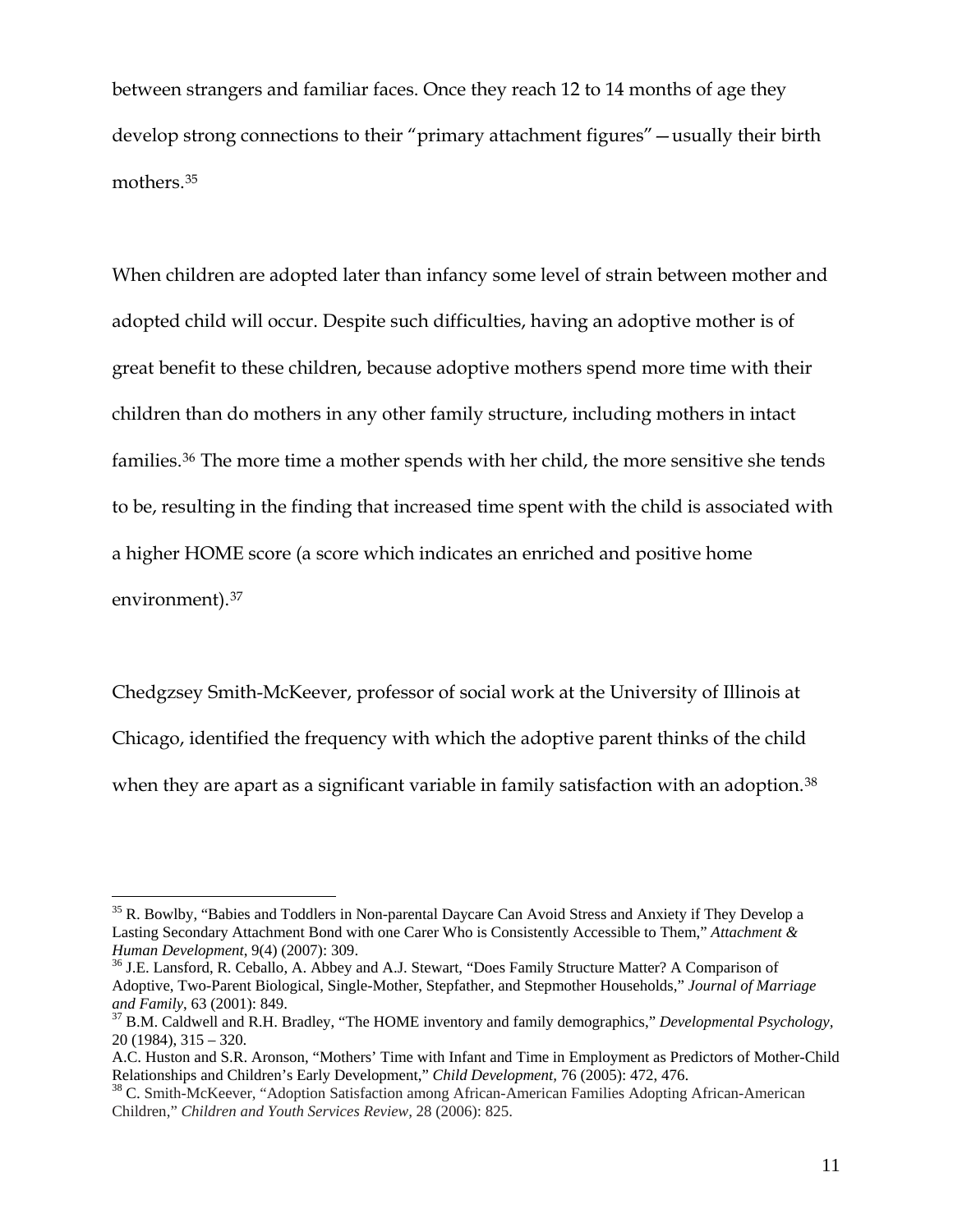between strangers and familiar faces. Once they reach 12 to 14 months of age they develop strong connections to their "primary attachment figures"—usually their birth mothers.[35]

When children are adopted later than infancy some level of strain between mother and adopted child will occur. Despite such difficulties, having an adoptive mother is of great benefit to these children, because adoptive mothers spend more time with their children than do mothers in any other family structure, including mothers in intact families.[36] The more time a mother spends with her child, the more sensitive she tends to be, resulting in the finding that increased time spent with the child is associated with a higher HOME score (a score which indicates an enriched and positive home environment).[37]

Chedgzsey Smith-McKeever, professor of social work at the University of Illinois at Chicago, identified the frequency with which the adoptive parent thinks of the child when they are apart as a significant variable in family satisfaction with an adoption.[38]

---

[35] R. Bowlby, "Babies and Toddlers in Non-parental Daycare Can Avoid Stress and Anxiety if They Develop a Lasting Secondary Attachment Bond with one Carer Who is Consistently Accessible to Them," *Attachment & Human Development*, 9(4) (2007): 309.

[36] J.E. Lansford, R. Ceballo, A. Abbey and A.J. Stewart, "Does Family Structure Matter? A Comparison of Adoptive, Two-Parent Biological, Single-Mother, Stepfather, and Stepmother Households," *Journal of Marriage and Family*, 63 (2001): 849.

[37] B.M. Caldwell and R.H. Bradley, "The HOME inventory and family demographics," *Developmental Psychology*, 20 (1984), 315 – 320.

A.C. Huston and S.R. Aronson, "Mothers' Time with Infant and Time in Employment as Predictors of Mother-Child Relationships and Children's Early Development," *Child Development*, 76 (2005): 472, 476.

[38] C. Smith-McKeever, "Adoption Satisfaction among African-American Families Adopting African-American Children," *Children and Youth Services Review*, 28 (2006): 825.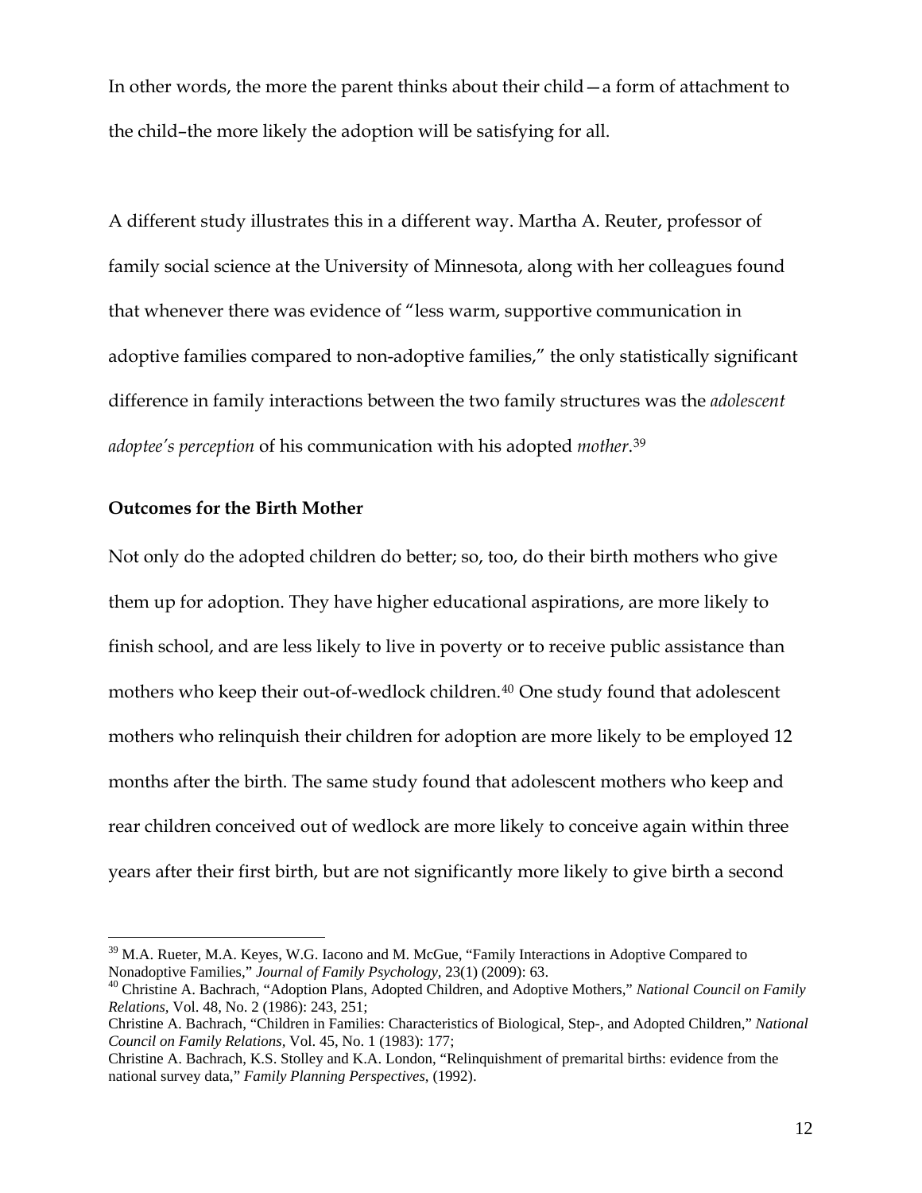In other words, the more the parent thinks about their child—a form of attachment to the child–the more likely the adoption will be satisfying for all.

A different study illustrates this in a different way. Martha A. Reuter, professor of family social science at the University of Minnesota, along with her colleagues found that whenever there was evidence of "less warm, supportive communication in adoptive families compared to non-adoptive families," the only statistically significant difference in family interactions between the two family structures was the *adolescent adoptee's perception* of his communication with his adopted *mother*.[39]

**Outcomes for the Birth Mother**

Not only do the adopted children do better; so, too, do their birth mothers who give them up for adoption. They have higher educational aspirations, are more likely to finish school, and are less likely to live in poverty or to receive public assistance than mothers who keep their out-of-wedlock children.[40] One study found that adolescent mothers who relinquish their children for adoption are more likely to be employed 12 months after the birth. The same study found that adolescent mothers who keep and rear children conceived out of wedlock are more likely to conceive again within three years after their first birth, but are not significantly more likely to give birth a second

---

[39] M.A. Rueter, M.A. Keyes, W.G. Iacono and M. McGue, "Family Interactions in Adoptive Compared to Nonadoptive Families," *Journal of Family Psychology*, 23(1) (2009): 63.

[40] Christine A. Bachrach, "Adoption Plans, Adopted Children, and Adoptive Mothers," *National Council on Family Relations*, Vol. 48, No. 2 (1986): 243, 251;

Christine A. Bachrach, "Children in Families: Characteristics of Biological, Step-, and Adopted Children," *National Council on Family Relations*, Vol. 45, No. 1 (1983): 177;

Christine A. Bachrach, K.S. Stolley and K.A. London, "Relinquishment of premarital births: evidence from the national survey data," *Family Planning Perspectives*, (1992).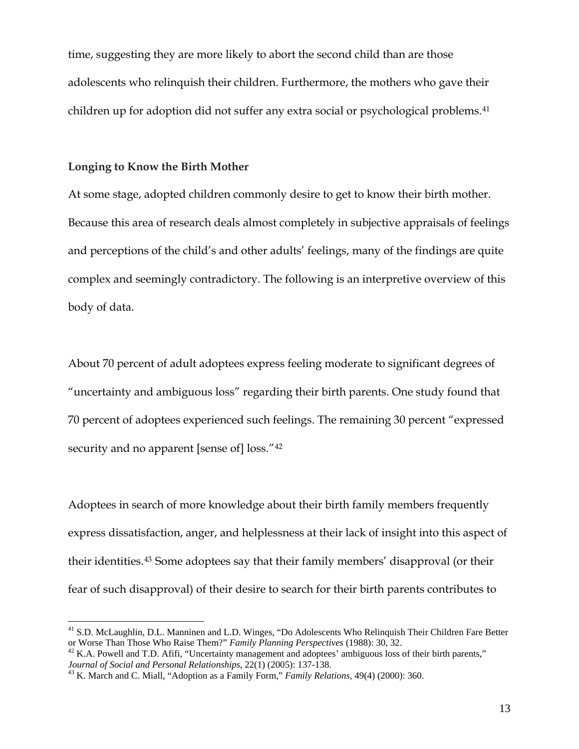time, suggesting they are more likely to abort the second child than are those adolescents who relinquish their children. Furthermore, the mothers who gave their children up for adoption did not suffer any extra social or psychological problems.[41]

**Longing to Know the Birth Mother**

At some stage, adopted children commonly desire to get to know their birth mother. Because this area of research deals almost completely in subjective appraisals of feelings and perceptions of the child's and other adults' feelings, many of the findings are quite complex and seemingly contradictory. The following is an interpretive overview of this body of data.

About 70 percent of adult adoptees express feeling moderate to significant degrees of "uncertainty and ambiguous loss" regarding their birth parents. One study found that 70 percent of adoptees experienced such feelings. The remaining 30 percent "expressed security and no apparent [sense of] loss."[42]

Adoptees in search of more knowledge about their birth family members frequently express dissatisfaction, anger, and helplessness at their lack of insight into this aspect of their identities.[43] Some adoptees say that their family members' disapproval (or their fear of such disapproval) of their desire to search for their birth parents contributes to

---

[41] S.D. McLaughlin, D.L. Manninen and L.D. Winges, "Do Adolescents Who Relinquish Their Children Fare Better or Worse Than Those Who Raise Them?" *Family Planning Perspectives* (1988): 30, 32.

[42] K.A. Powell and T.D. Afifi, "Uncertainty management and adoptees' ambiguous loss of their birth parents," *Journal of Social and Personal Relationships*, 22(1) (2005): 137-138.

[43] K. March and C. Miall, "Adoption as a Family Form," *Family Relations*, 49(4) (2000): 360.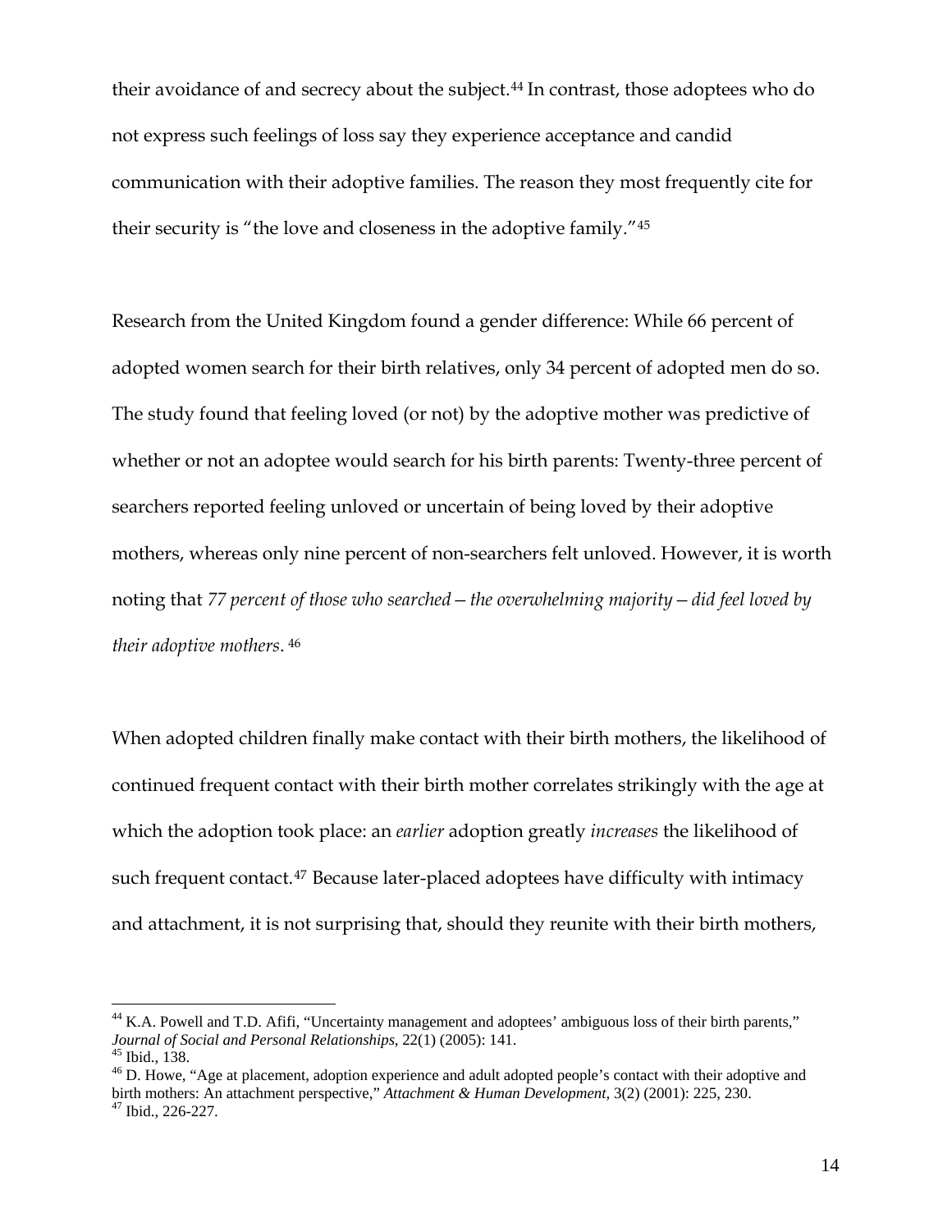their avoidance of and secrecy about the subject.[44] In contrast, those adoptees who do not express such feelings of loss say they experience acceptance and candid communication with their adoptive families. The reason they most frequently cite for their security is "the love and closeness in the adoptive family."[45]

Research from the United Kingdom found a gender difference: While 66 percent of adopted women search for their birth relatives, only 34 percent of adopted men do so. The study found that feeling loved (or not) by the adoptive mother was predictive of whether or not an adoptee would search for his birth parents: Twenty-three percent of searchers reported feeling unloved or uncertain of being loved by their adoptive mothers, whereas only nine percent of non-searchers felt unloved. However, it is worth noting that *77 percent of those who searched—the overwhelming majority—did feel loved by their adoptive mothers*.[46]

When adopted children finally make contact with their birth mothers, the likelihood of continued frequent contact with their birth mother correlates strikingly with the age at which the adoption took place: an *earlier* adoption greatly *increases* the likelihood of such frequent contact.[47] Because later-placed adoptees have difficulty with intimacy and attachment, it is not surprising that, should they reunite with their birth mothers,

---

[44] K.A. Powell and T.D. Afifi, "Uncertainty management and adoptees' ambiguous loss of their birth parents," *Journal of Social and Personal Relationships*, 22(1) (2005): 141.

[45] Ibid., 138.

[46] D. Howe, "Age at placement, adoption experience and adult adopted people's contact with their adoptive and birth mothers: An attachment perspective," *Attachment & Human Development*, 3(2) (2001): 225, 230.

[47] Ibid., 226-227.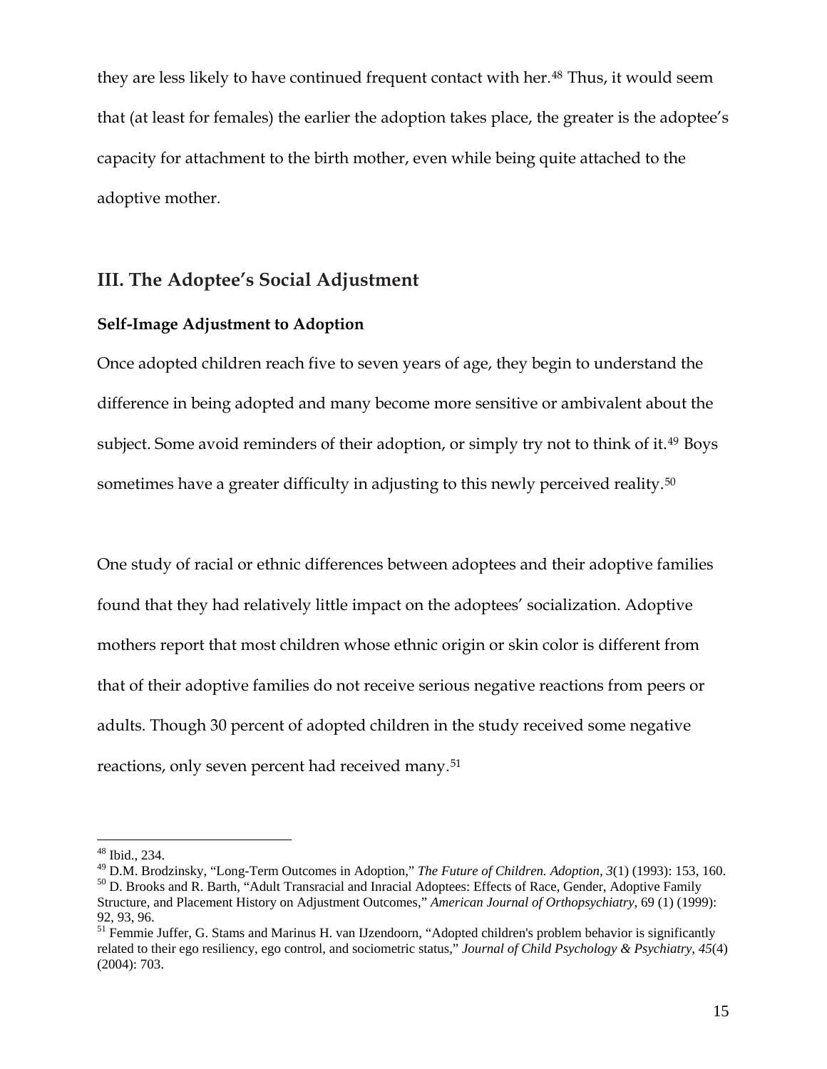they are less likely to have continued frequent contact with her.[48] Thus, it would seem that (at least for females) the earlier the adoption takes place, the greater is the adoptee's capacity for attachment to the birth mother, even while being quite attached to the adoptive mother.

## III. The Adoptee's Social Adjustment

### Self-Image Adjustment to Adoption

Once adopted children reach five to seven years of age, they begin to understand the difference in being adopted and many become more sensitive or ambivalent about the subject. Some avoid reminders of their adoption, or simply try not to think of it.[49] Boys sometimes have a greater difficulty in adjusting to this newly perceived reality.[50]

One study of racial or ethnic differences between adoptees and their adoptive families found that they had relatively little impact on the adoptees' socialization. Adoptive mothers report that most children whose ethnic origin or skin color is different from that of their adoptive families do not receive serious negative reactions from peers or adults. Though 30 percent of adopted children in the study received some negative reactions, only seven percent had received many.[51]

---

[48] Ibid., 234.

[49] D.M. Brodzinsky, "Long-Term Outcomes in Adoption," *The Future of Children. Adoption*, *3*(1) (1993): 153, 160.

[50] D. Brooks and R. Barth, "Adult Transracial and Inracial Adoptees: Effects of Race, Gender, Adoptive Family Structure, and Placement History on Adjustment Outcomes," *American Journal of Orthopsychiatry*, 69 (1) (1999): 92, 93, 96.

[51] Femmie Juffer, G. Stams and Marinus H. van IJzendoorn, "Adopted children's problem behavior is significantly related to their ego resiliency, ego control, and sociometric status," *Journal of Child Psychology & Psychiatry*, *45*(4) (2004): 703.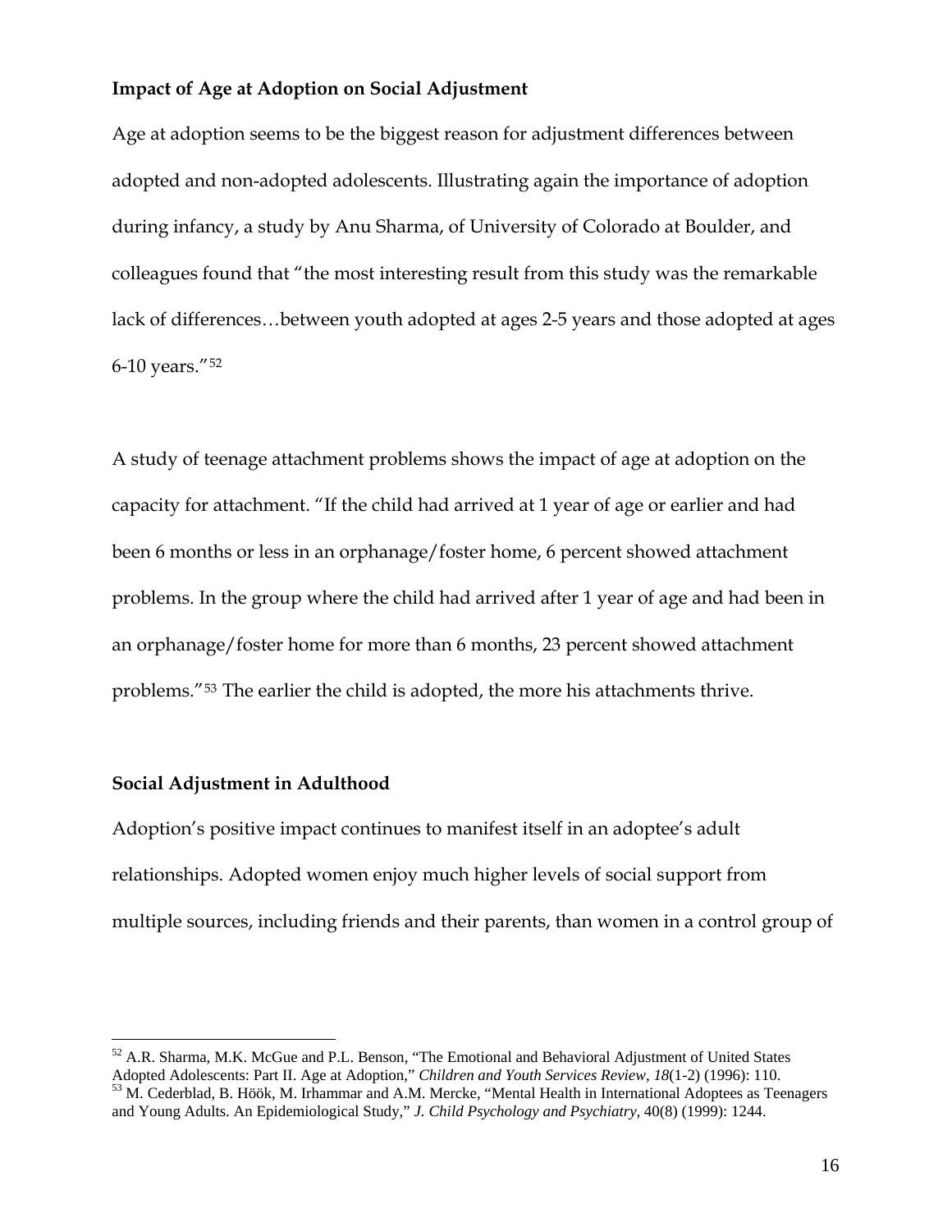**Impact of Age at Adoption on Social Adjustment**

Age at adoption seems to be the biggest reason for adjustment differences between adopted and non-adopted adolescents. Illustrating again the importance of adoption during infancy, a study by Anu Sharma, of University of Colorado at Boulder, and colleagues found that "the most interesting result from this study was the remarkable lack of differences…between youth adopted at ages 2-5 years and those adopted at ages 6-10 years."[52]

A study of teenage attachment problems shows the impact of age at adoption on the capacity for attachment. "If the child had arrived at 1 year of age or earlier and had been 6 months or less in an orphanage/foster home, 6 percent showed attachment problems. In the group where the child had arrived after 1 year of age and had been in an orphanage/foster home for more than 6 months, 23 percent showed attachment problems."[53] The earlier the child is adopted, the more his attachments thrive.

**Social Adjustment in Adulthood**

Adoption's positive impact continues to manifest itself in an adoptee's adult relationships. Adopted women enjoy much higher levels of social support from multiple sources, including friends and their parents, than women in a control group of

---

[52] A.R. Sharma, M.K. McGue and P.L. Benson, "The Emotional and Behavioral Adjustment of United States Adopted Adolescents: Part II. Age at Adoption," *Children and Youth Services Review, 18*(1-2) (1996): 110.

[53] M. Cederblad, B. Höök, M. Irhammar and A.M. Mercke, "Mental Health in International Adoptees as Teenagers and Young Adults. An Epidemiological Study," *J. Child Psychology and Psychiatry,* 40(8) (1999): 1244.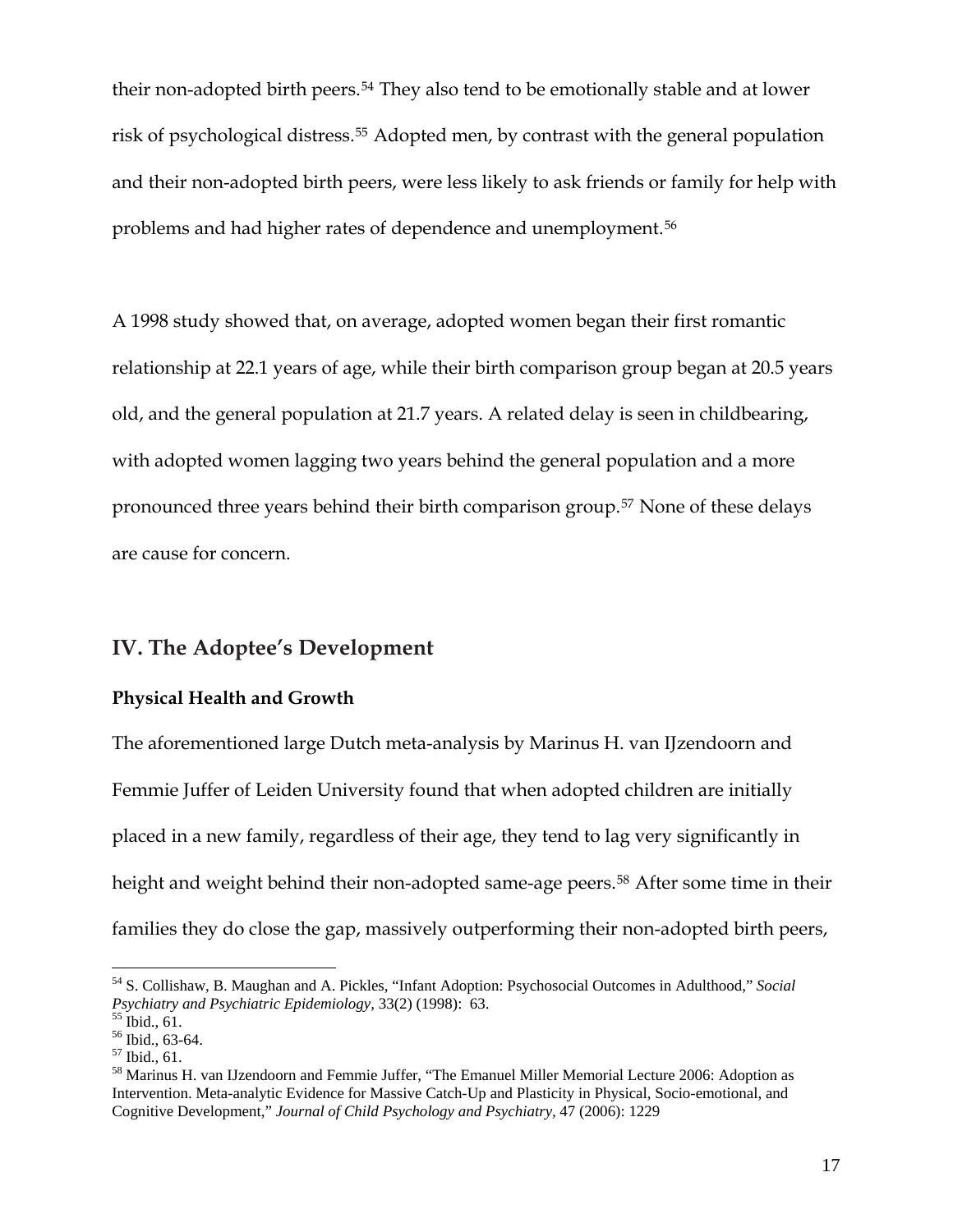their non-adopted birth peers.[54] They also tend to be emotionally stable and at lower risk of psychological distress.[55] Adopted men, by contrast with the general population and their non-adopted birth peers, were less likely to ask friends or family for help with problems and had higher rates of dependence and unemployment.[56]

A 1998 study showed that, on average, adopted women began their first romantic relationship at 22.1 years of age, while their birth comparison group began at 20.5 years old, and the general population at 21.7 years. A related delay is seen in childbearing, with adopted women lagging two years behind the general population and a more pronounced three years behind their birth comparison group.[57] None of these delays are cause for concern.

## IV. The Adoptee's Development

### Physical Health and Growth

The aforementioned large Dutch meta-analysis by Marinus H. van IJzendoorn and Femmie Juffer of Leiden University found that when adopted children are initially placed in a new family, regardless of their age, they tend to lag very significantly in height and weight behind their non-adopted same-age peers.[58] After some time in their families they do close the gap, massively outperforming their non-adopted birth peers,

---

[54] S. Collishaw, B. Maughan and A. Pickles, "Infant Adoption: Psychosocial Outcomes in Adulthood," *Social Psychiatry and Psychiatric Epidemiology*, 33(2) (1998): 63.

[55] Ibid., 61.

[56] Ibid., 63-64.

[57] Ibid., 61.

[58] Marinus H. van IJzendoorn and Femmie Juffer, "The Emanuel Miller Memorial Lecture 2006: Adoption as Intervention. Meta-analytic Evidence for Massive Catch-Up and Plasticity in Physical, Socio-emotional, and Cognitive Development," *Journal of Child Psychology and Psychiatry*, 47 (2006): 1229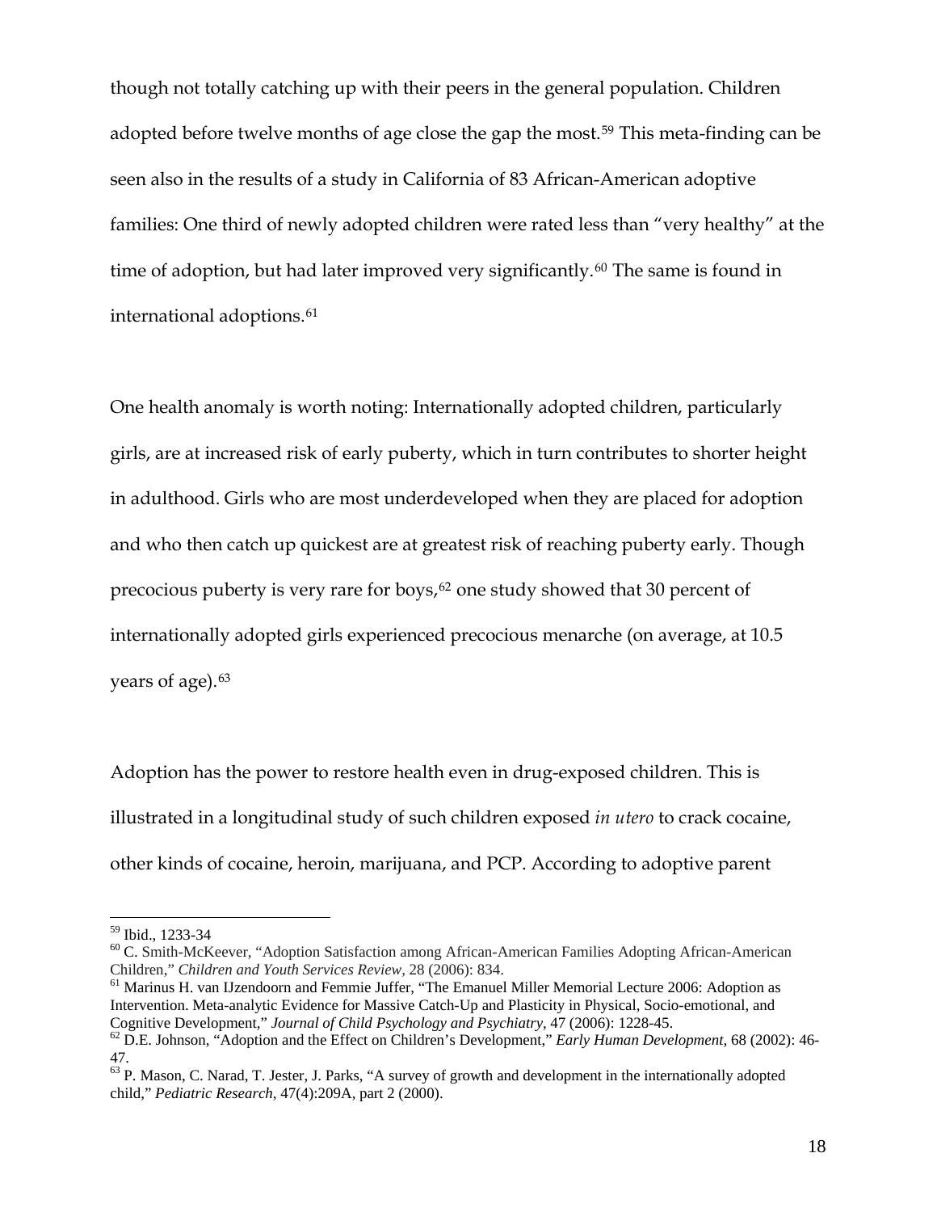though not totally catching up with their peers in the general population. Children adopted before twelve months of age close the gap the most.[59] This meta-finding can be seen also in the results of a study in California of 83 African-American adoptive families: One third of newly adopted children were rated less than "very healthy" at the time of adoption, but had later improved very significantly.[60] The same is found in international adoptions.[61]

One health anomaly is worth noting: Internationally adopted children, particularly girls, are at increased risk of early puberty, which in turn contributes to shorter height in adulthood. Girls who are most underdeveloped when they are placed for adoption and who then catch up quickest are at greatest risk of reaching puberty early. Though precocious puberty is very rare for boys,[62] one study showed that 30 percent of internationally adopted girls experienced precocious menarche (on average, at 10.5 years of age).[63]

Adoption has the power to restore health even in drug-exposed children. This is illustrated in a longitudinal study of such children exposed *in utero* to crack cocaine, other kinds of cocaine, heroin, marijuana, and PCP. According to adoptive parent

---

[59] Ibid., 1233-34

[60] C. Smith-McKeever, "Adoption Satisfaction among African-American Families Adopting African-American Children," *Children and Youth Services Review*, 28 (2006): 834.

[61] Marinus H. van IJzendoorn and Femmie Juffer, "The Emanuel Miller Memorial Lecture 2006: Adoption as Intervention. Meta-analytic Evidence for Massive Catch-Up and Plasticity in Physical, Socio-emotional, and Cognitive Development," *Journal of Child Psychology and Psychiatry*, 47 (2006): 1228-45.

[62] D.E. Johnson, "Adoption and the Effect on Children's Development," *Early Human Development*, 68 (2002): 46-47.

[63] P. Mason, C. Narad, T. Jester, J. Parks, "A survey of growth and development in the internationally adopted child," *Pediatric Research*, 47(4):209A, part 2 (2000).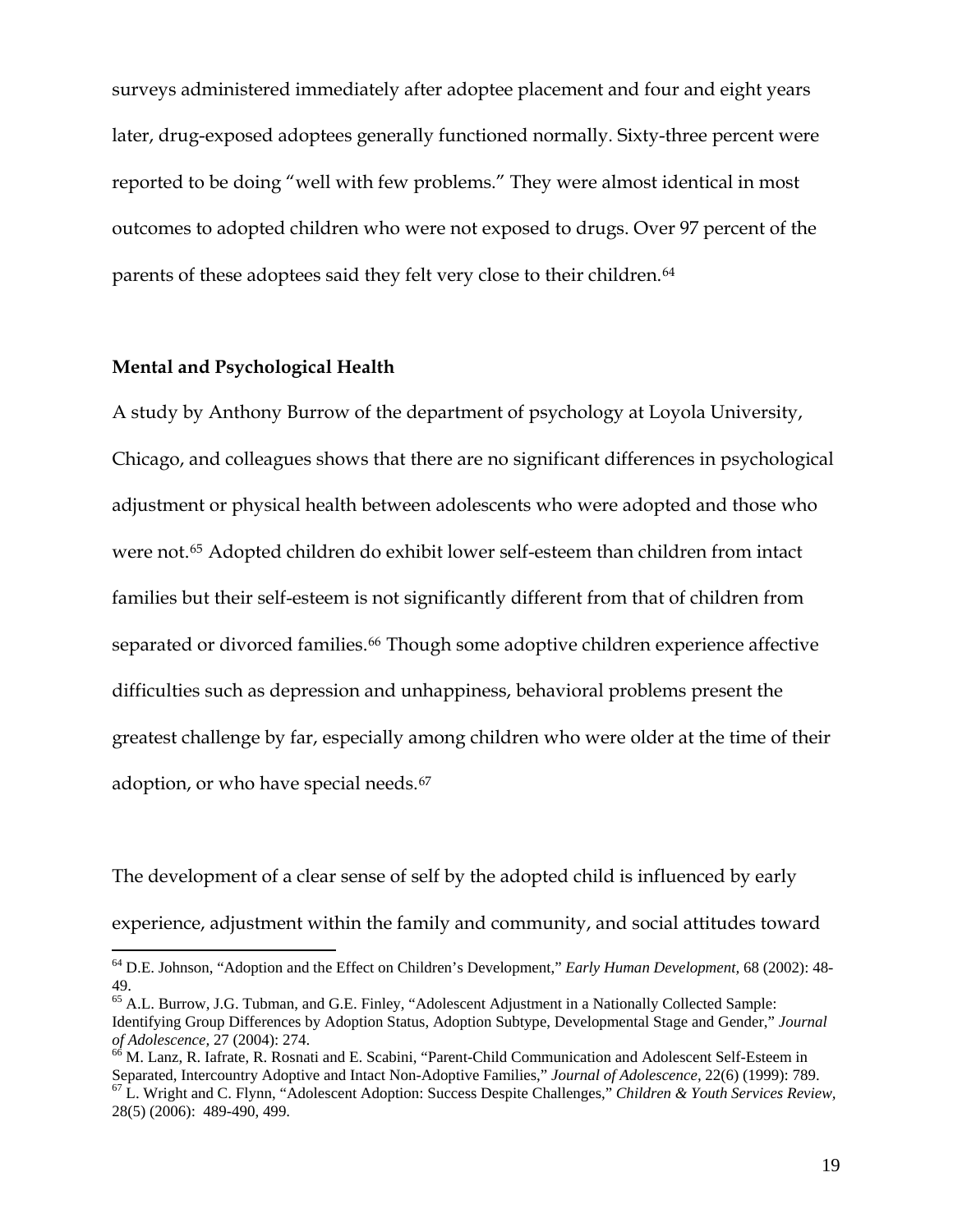surveys administered immediately after adoptee placement and four and eight years later, drug-exposed adoptees generally functioned normally. Sixty-three percent were reported to be doing "well with few problems." They were almost identical in most outcomes to adopted children who were not exposed to drugs. Over 97 percent of the parents of these adoptees said they felt very close to their children.[64]

**Mental and Psychological Health**

A study by Anthony Burrow of the department of psychology at Loyola University, Chicago, and colleagues shows that there are no significant differences in psychological adjustment or physical health between adolescents who were adopted and those who were not.[65] Adopted children do exhibit lower self-esteem than children from intact families but their self-esteem is not significantly different from that of children from separated or divorced families.[66] Though some adoptive children experience affective difficulties such as depression and unhappiness, behavioral problems present the greatest challenge by far, especially among children who were older at the time of their adoption, or who have special needs.[67]

The development of a clear sense of self by the adopted child is influenced by early experience, adjustment within the family and community, and social attitudes toward

---

[64] D.E. Johnson, "Adoption and the Effect on Children's Development," *Early Human Development,* 68 (2002): 48-49.

[65] A.L. Burrow, J.G. Tubman, and G.E. Finley, "Adolescent Adjustment in a Nationally Collected Sample: Identifying Group Differences by Adoption Status, Adoption Subtype, Developmental Stage and Gender," *Journal of Adolescence,* 27 (2004): 274.

[66] M. Lanz, R. Iafrate, R. Rosnati and E. Scabini, "Parent-Child Communication and Adolescent Self-Esteem in Separated, Intercountry Adoptive and Intact Non-Adoptive Families," *Journal of Adolescence,* 22(6) (1999): 789.

[67] L. Wright and C. Flynn, "Adolescent Adoption: Success Despite Challenges," *Children & Youth Services Review,* 28(5) (2006): 489-490, 499.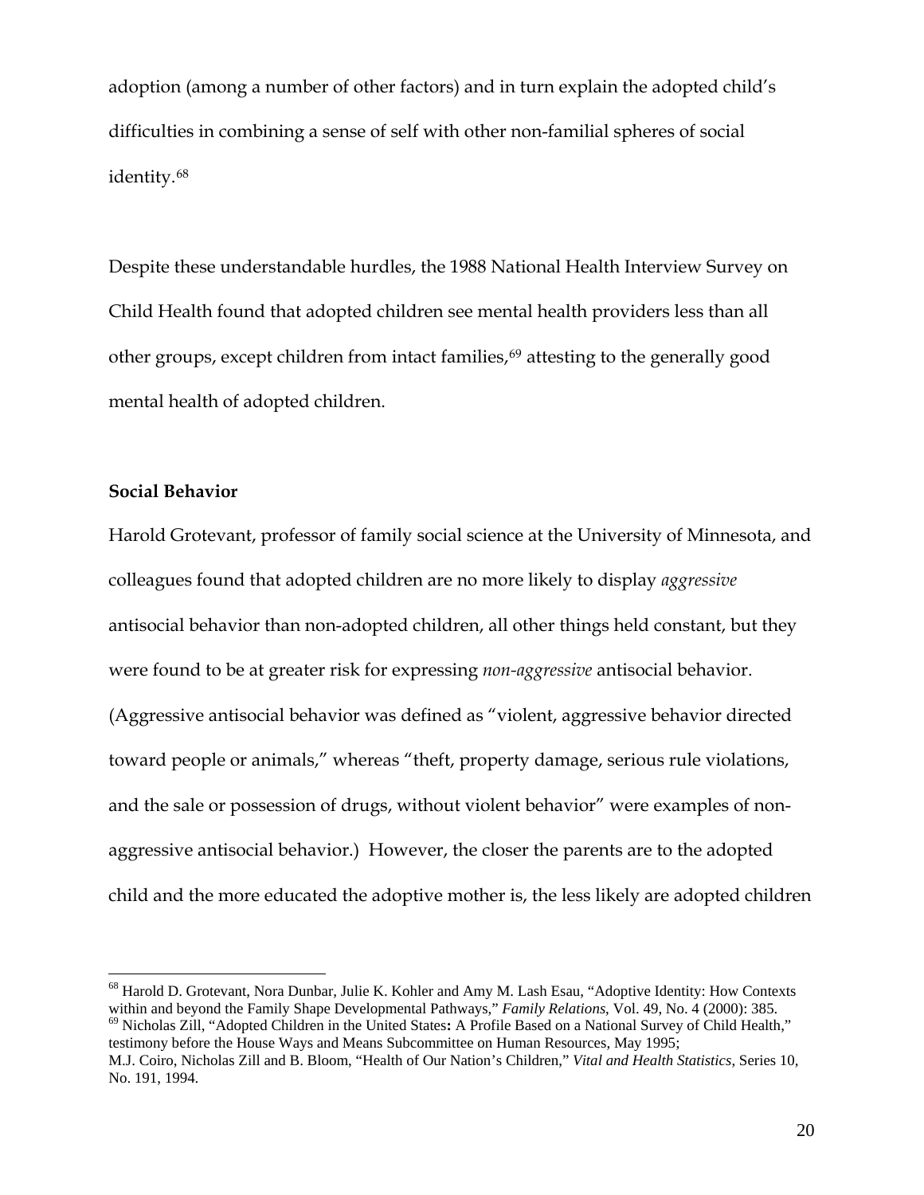adoption (among a number of other factors) and in turn explain the adopted child's difficulties in combining a sense of self with other non-familial spheres of social identity.[68]

Despite these understandable hurdles, the 1988 National Health Interview Survey on Child Health found that adopted children see mental health providers less than all other groups, except children from intact families,[69] attesting to the generally good mental health of adopted children.

**Social Behavior**

Harold Grotevant, professor of family social science at the University of Minnesota, and colleagues found that adopted children are no more likely to display *aggressive* antisocial behavior than non-adopted children, all other things held constant, but they were found to be at greater risk for expressing *non-aggressive* antisocial behavior. (Aggressive antisocial behavior was defined as "violent, aggressive behavior directed toward people or animals," whereas "theft, property damage, serious rule violations, and the sale or possession of drugs, without violent behavior" were examples of non-aggressive antisocial behavior.) However, the closer the parents are to the adopted child and the more educated the adoptive mother is, the less likely are adopted children

---

[68] Harold D. Grotevant, Nora Dunbar, Julie K. Kohler and Amy M. Lash Esau, "Adoptive Identity: How Contexts within and beyond the Family Shape Developmental Pathways," *Family Relations*, Vol. 49, No. 4 (2000): 385.

[69] Nicholas Zill, "Adopted Children in the United States**:** A Profile Based on a National Survey of Child Health," testimony before the House Ways and Means Subcommittee on Human Resources, May 1995; M.J. Coiro, Nicholas Zill and B. Bloom, "Health of Our Nation's Children," *Vital and Health Statistics*, Series 10, No. 191, 1994.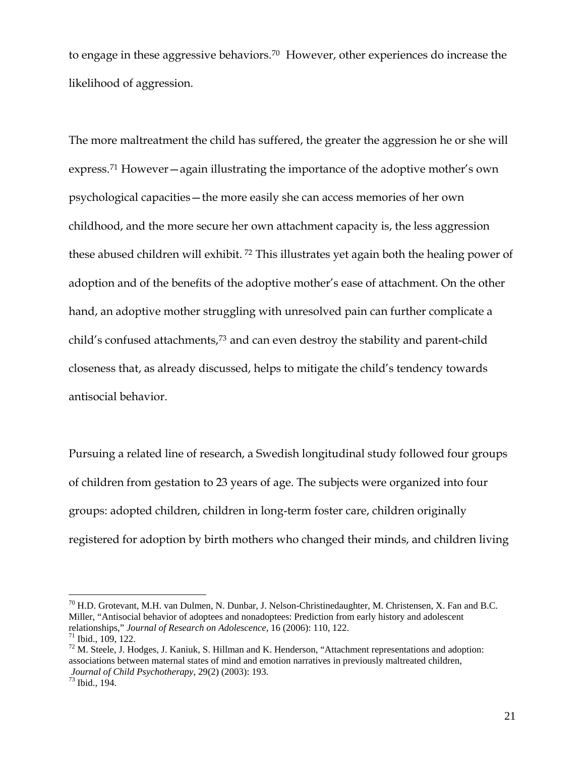to engage in these aggressive behaviors.[70] However, other experiences do increase the likelihood of aggression.

The more maltreatment the child has suffered, the greater the aggression he or she will express.[71] However—again illustrating the importance of the adoptive mother's own psychological capacities—the more easily she can access memories of her own childhood, and the more secure her own attachment capacity is, the less aggression these abused children will exhibit. [72] This illustrates yet again both the healing power of adoption and of the benefits of the adoptive mother's ease of attachment. On the other hand, an adoptive mother struggling with unresolved pain can further complicate a child's confused attachments,[73] and can even destroy the stability and parent-child closeness that, as already discussed, helps to mitigate the child's tendency towards antisocial behavior.

Pursuing a related line of research, a Swedish longitudinal study followed four groups of children from gestation to 23 years of age. The subjects were organized into four groups: adopted children, children in long-term foster care, children originally registered for adoption by birth mothers who changed their minds, and children living

---

[70] H.D. Grotevant, M.H. van Dulmen, N. Dunbar, J. Nelson-Christinedaughter, M. Christensen, X. Fan and B.C. Miller, "Antisocial behavior of adoptees and nonadoptees: Prediction from early history and adolescent relationships," *Journal of Research on Adolescence*, 16 (2006): 110, 122.

[71] Ibid., 109, 122.

[72] M. Steele, J. Hodges, J. Kaniuk, S. Hillman and K. Henderson, "Attachment representations and adoption: associations between maternal states of mind and emotion narratives in previously maltreated children, *Journal of Child Psychotherapy*, 29(2) (2003): 193.

[73] Ibid., 194.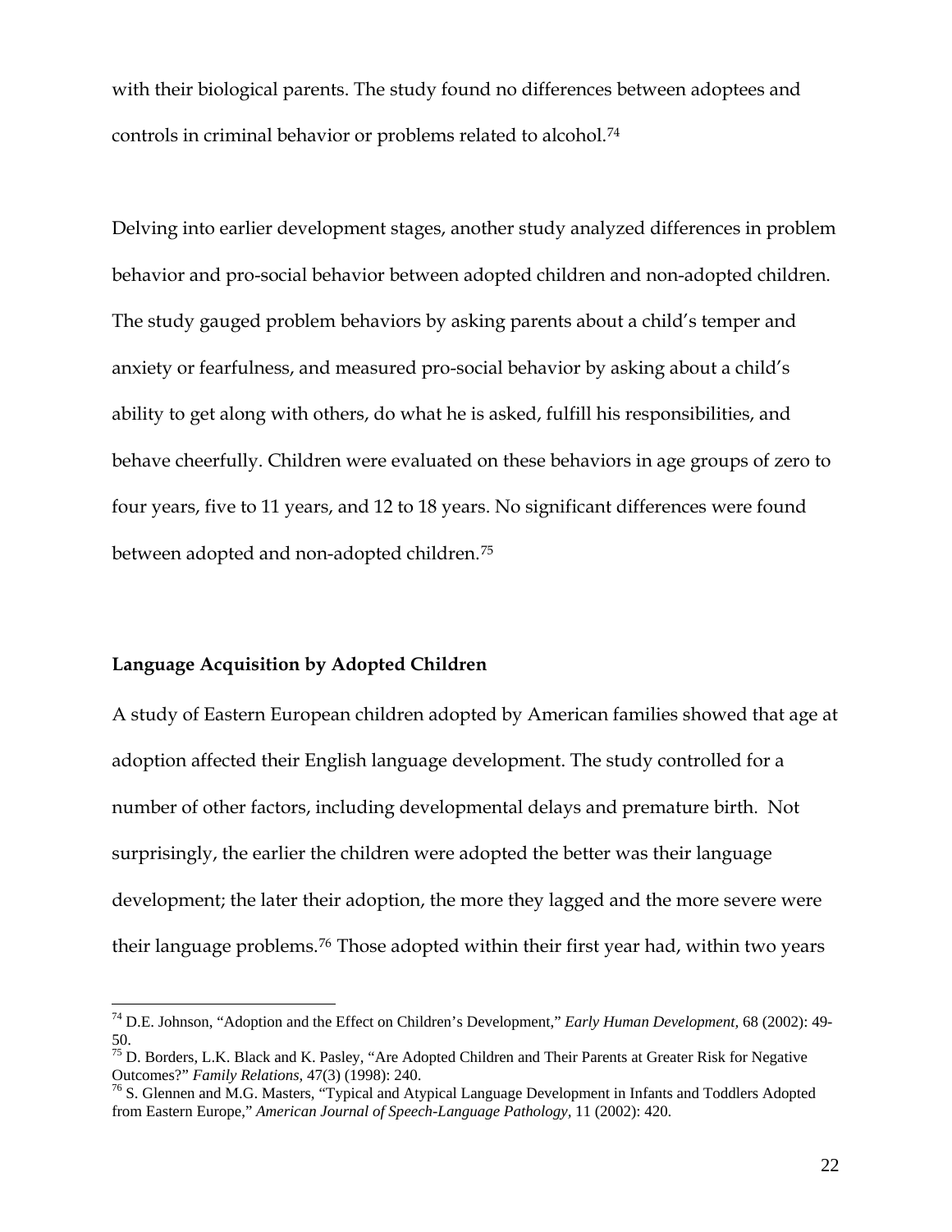with their biological parents. The study found no differences between adoptees and controls in criminal behavior or problems related to alcohol.[74]

Delving into earlier development stages, another study analyzed differences in problem behavior and pro-social behavior between adopted children and non-adopted children. The study gauged problem behaviors by asking parents about a child's temper and anxiety or fearfulness, and measured pro-social behavior by asking about a child's ability to get along with others, do what he is asked, fulfill his responsibilities, and behave cheerfully. Children were evaluated on these behaviors in age groups of zero to four years, five to 11 years, and 12 to 18 years. No significant differences were found between adopted and non-adopted children.[75]

**Language Acquisition by Adopted Children**

A study of Eastern European children adopted by American families showed that age at adoption affected their English language development. The study controlled for a number of other factors, including developmental delays and premature birth. Not surprisingly, the earlier the children were adopted the better was their language development; the later their adoption, the more they lagged and the more severe were their language problems.[76] Those adopted within their first year had, within two years

---

[74] D.E. Johnson, "Adoption and the Effect on Children's Development," *Early Human Development*, 68 (2002): 49-50.

[75] D. Borders, L.K. Black and K. Pasley, "Are Adopted Children and Their Parents at Greater Risk for Negative Outcomes?" *Family Relations*, 47(3) (1998): 240.

[76] S. Glennen and M.G. Masters, "Typical and Atypical Language Development in Infants and Toddlers Adopted from Eastern Europe," *American Journal of Speech-Language Pathology*, 11 (2002): 420.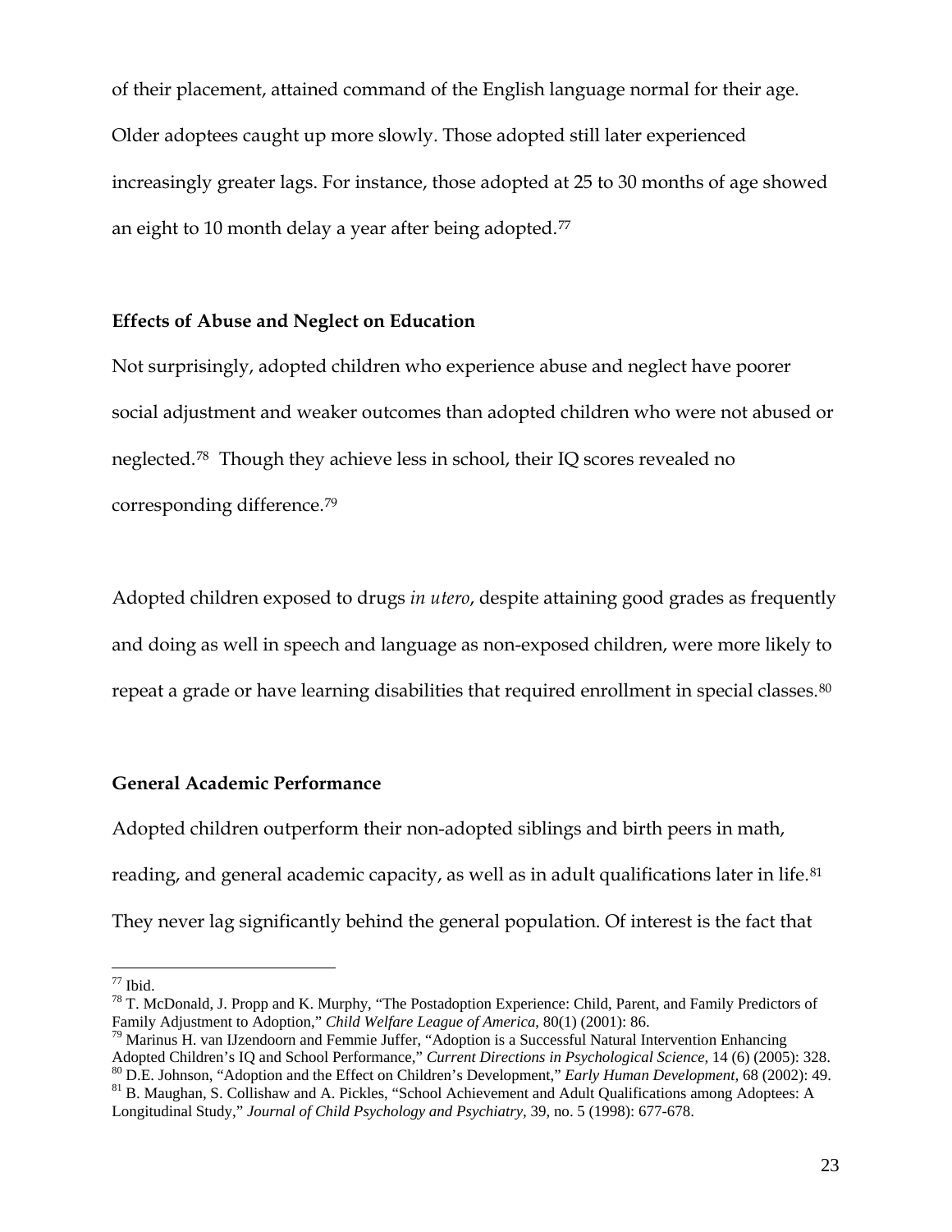of their placement, attained command of the English language normal for their age. Older adoptees caught up more slowly. Those adopted still later experienced increasingly greater lags. For instance, those adopted at 25 to 30 months of age showed an eight to 10 month delay a year after being adopted.[77]

**Effects of Abuse and Neglect on Education**

Not surprisingly, adopted children who experience abuse and neglect have poorer social adjustment and weaker outcomes than adopted children who were not abused or neglected.[78] Though they achieve less in school, their IQ scores revealed no corresponding difference.[79]

Adopted children exposed to drugs *in utero*, despite attaining good grades as frequently and doing as well in speech and language as non-exposed children, were more likely to repeat a grade or have learning disabilities that required enrollment in special classes.[80]

**General Academic Performance**

Adopted children outperform their non-adopted siblings and birth peers in math, reading, and general academic capacity, as well as in adult qualifications later in life.[81] They never lag significantly behind the general population. Of interest is the fact that

---

[77] Ibid.

[78] T. McDonald, J. Propp and K. Murphy, "The Postadoption Experience: Child, Parent, and Family Predictors of Family Adjustment to Adoption," *Child Welfare League of America*, 80(1) (2001): 86.

[79] Marinus H. van IJzendoorn and Femmie Juffer, "Adoption is a Successful Natural Intervention Enhancing Adopted Children's IQ and School Performance," *Current Directions in Psychological Science,* 14 (6) (2005): 328.

[80] D.E. Johnson, "Adoption and the Effect on Children's Development," *Early Human Development*, 68 (2002): 49.

[81] B. Maughan, S. Collishaw and A. Pickles, "School Achievement and Adult Qualifications among Adoptees: A Longitudinal Study," *Journal of Child Psychology and Psychiatry,* 39, no. 5 (1998): 677-678.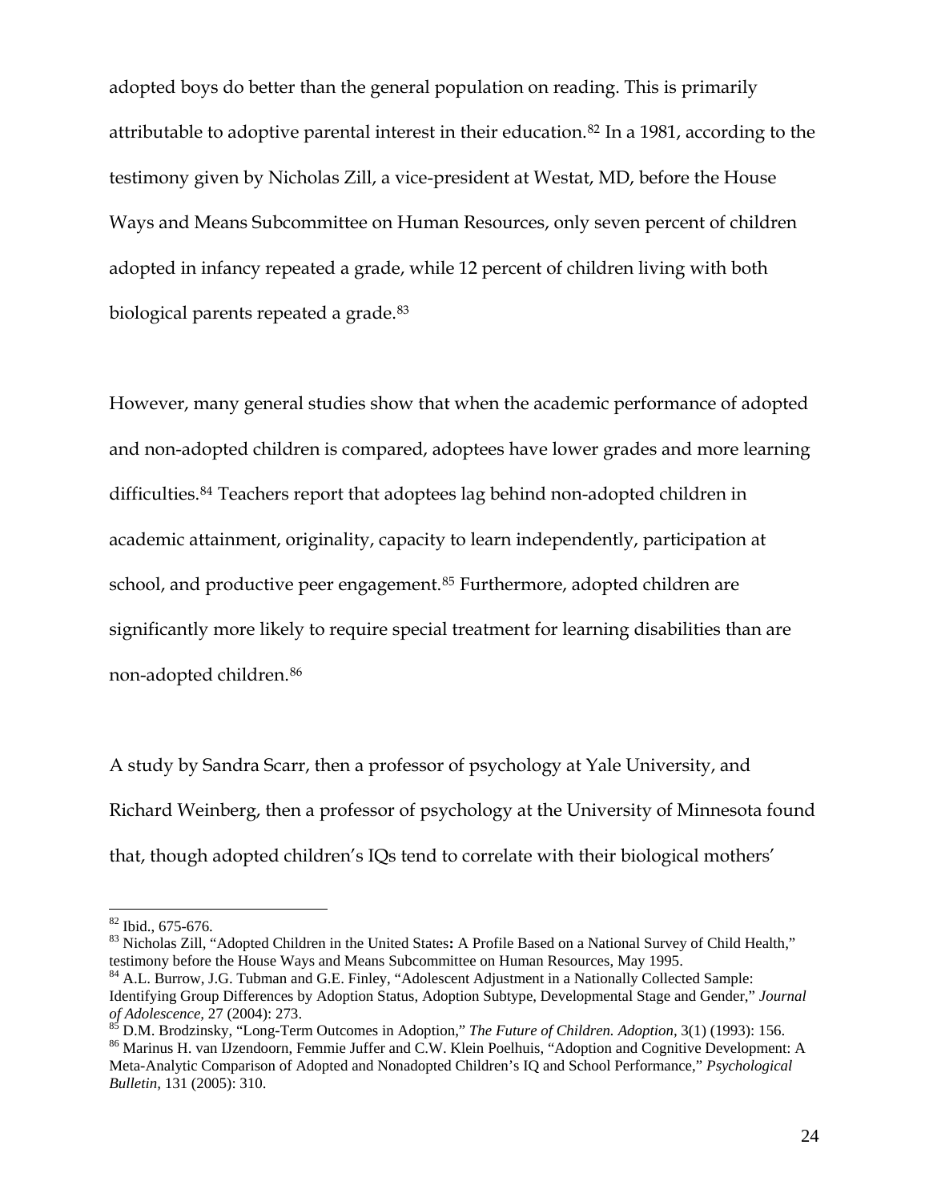adopted boys do better than the general population on reading. This is primarily attributable to adoptive parental interest in their education.[82] In a 1981, according to the testimony given by Nicholas Zill, a vice-president at Westat, MD, before the House Ways and Means Subcommittee on Human Resources, only seven percent of children adopted in infancy repeated a grade, while 12 percent of children living with both biological parents repeated a grade.[83]

However, many general studies show that when the academic performance of adopted and non-adopted children is compared, adoptees have lower grades and more learning difficulties.[84] Teachers report that adoptees lag behind non-adopted children in academic attainment, originality, capacity to learn independently, participation at school, and productive peer engagement.[85] Furthermore, adopted children are significantly more likely to require special treatment for learning disabilities than are non-adopted children.[86]

A study by Sandra Scarr, then a professor of psychology at Yale University, and Richard Weinberg, then a professor of psychology at the University of Minnesota found that, though adopted children's IQs tend to correlate with their biological mothers'

---

[82] Ibid., 675-676.

[83] Nicholas Zill, "Adopted Children in the United States**:** A Profile Based on a National Survey of Child Health," testimony before the House Ways and Means Subcommittee on Human Resources, May 1995.

[84] A.L. Burrow, J.G. Tubman and G.E. Finley, "Adolescent Adjustment in a Nationally Collected Sample: Identifying Group Differences by Adoption Status, Adoption Subtype, Developmental Stage and Gender," *Journal of Adolescence*, 27 (2004): 273.

[85] D.M. Brodzinsky, "Long-Term Outcomes in Adoption," *The Future of Children. Adoption*, 3(1) (1993): 156.

[86] Marinus H. van IJzendoorn, Femmie Juffer and C.W. Klein Poelhuis, "Adoption and Cognitive Development: A Meta-Analytic Comparison of Adopted and Nonadopted Children's IQ and School Performance," *Psychological Bulletin*, 131 (2005): 310.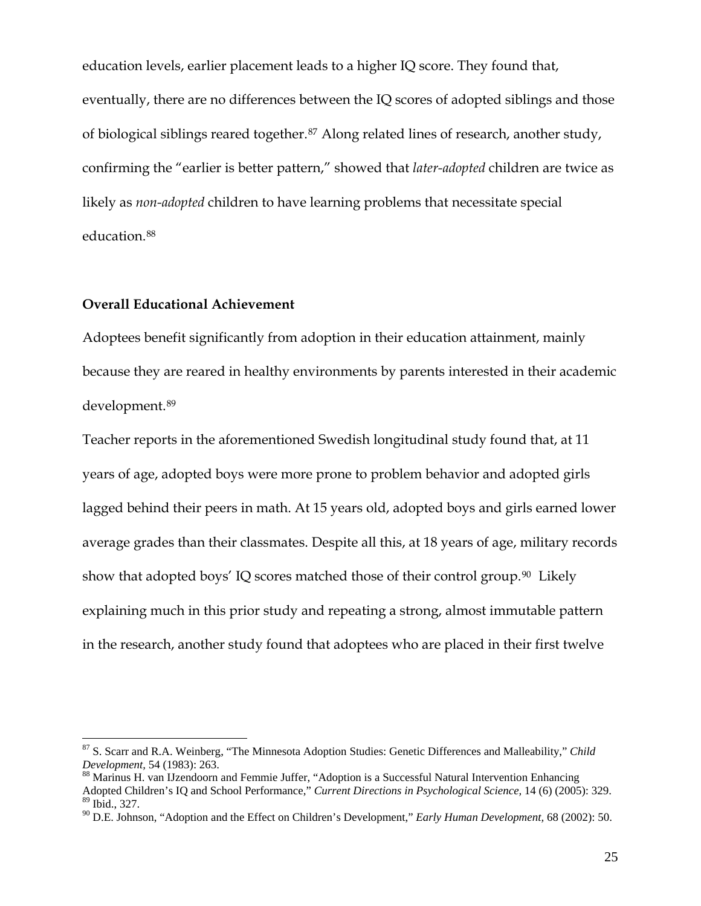education levels, earlier placement leads to a higher IQ score. They found that, eventually, there are no differences between the IQ scores of adopted siblings and those of biological siblings reared together.[87] Along related lines of research, another study, confirming the "earlier is better pattern," showed that *later-adopted* children are twice as likely as *non-adopted* children to have learning problems that necessitate special education.[88]

### Overall Educational Achievement

Adoptees benefit significantly from adoption in their education attainment, mainly because they are reared in healthy environments by parents interested in their academic development.[89]

Teacher reports in the aforementioned Swedish longitudinal study found that, at 11 years of age, adopted boys were more prone to problem behavior and adopted girls lagged behind their peers in math. At 15 years old, adopted boys and girls earned lower average grades than their classmates. Despite all this, at 18 years of age, military records show that adopted boys' IQ scores matched those of their control group.[90] Likely explaining much in this prior study and repeating a strong, almost immutable pattern in the research, another study found that adoptees who are placed in their first twelve

---

[87] S. Scarr and R.A. Weinberg, "The Minnesota Adoption Studies: Genetic Differences and Malleability," *Child Development*, 54 (1983): 263.

[88] Marinus H. van IJzendoorn and Femmie Juffer, "Adoption is a Successful Natural Intervention Enhancing Adopted Children's IQ and School Performance," *Current Directions in Psychological Science,* 14 (6) (2005): 329.

[89] Ibid., 327.

[90] D.E. Johnson, "Adoption and the Effect on Children's Development," *Early Human Development,* 68 (2002): 50.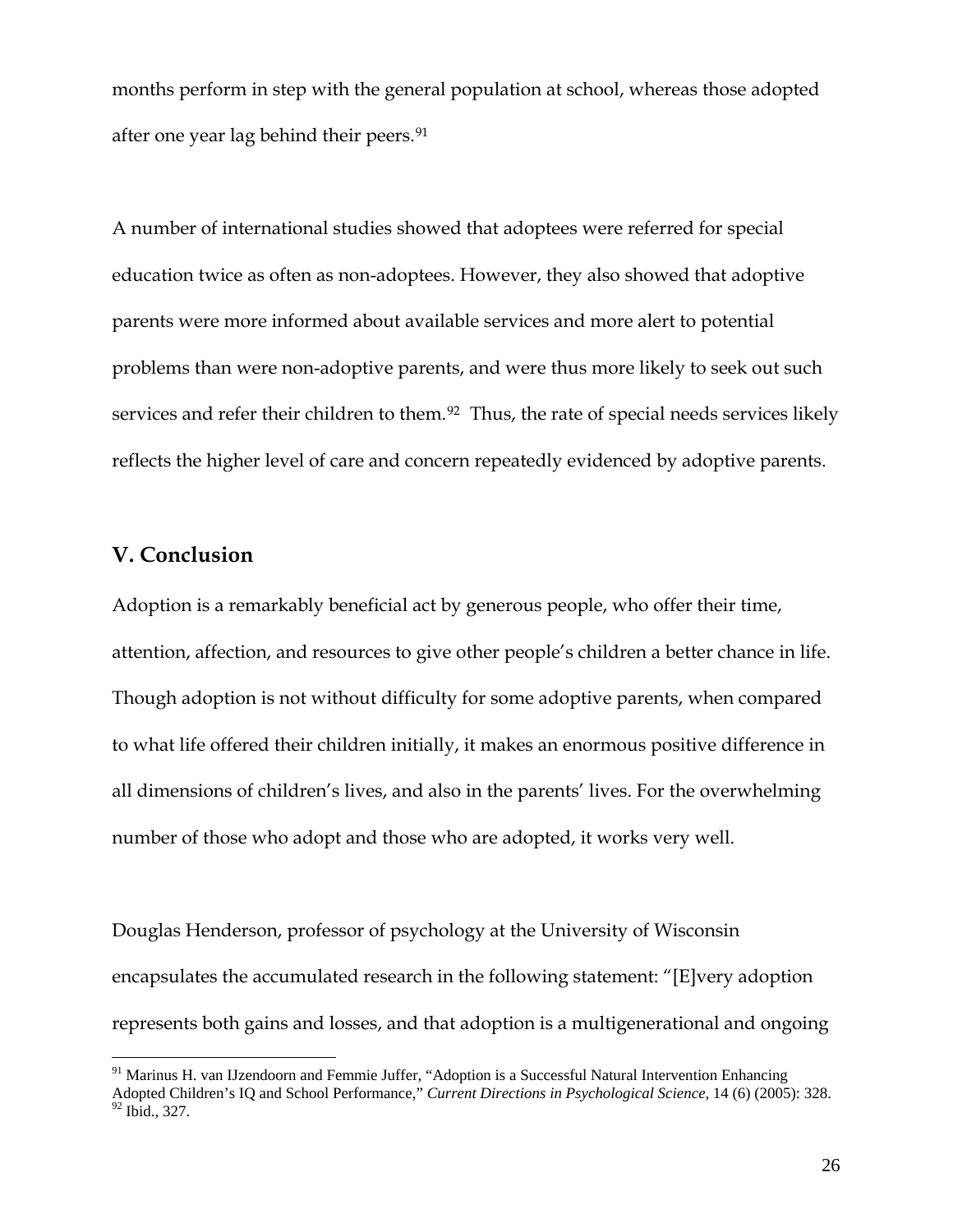months perform in step with the general population at school, whereas those adopted after one year lag behind their peers.[91]

A number of international studies showed that adoptees were referred for special education twice as often as non-adoptees. However, they also showed that adoptive parents were more informed about available services and more alert to potential problems than were non-adoptive parents, and were thus more likely to seek out such services and refer their children to them.[92] Thus, the rate of special needs services likely reflects the higher level of care and concern repeatedly evidenced by adoptive parents.

## V. Conclusion

Adoption is a remarkably beneficial act by generous people, who offer their time, attention, affection, and resources to give other people's children a better chance in life. Though adoption is not without difficulty for some adoptive parents, when compared to what life offered their children initially, it makes an enormous positive difference in all dimensions of children's lives, and also in the parents' lives. For the overwhelming number of those who adopt and those who are adopted, it works very well.

Douglas Henderson, professor of psychology at the University of Wisconsin encapsulates the accumulated research in the following statement: "[E]very adoption represents both gains and losses, and that adoption is a multigenerational and ongoing

---

[91] Marinus H. van IJzendoorn and Femmie Juffer, "Adoption is a Successful Natural Intervention Enhancing Adopted Children's IQ and School Performance," *Current Directions in Psychological Science*, 14 (6) (2005): 328.

[92] Ibid., 327.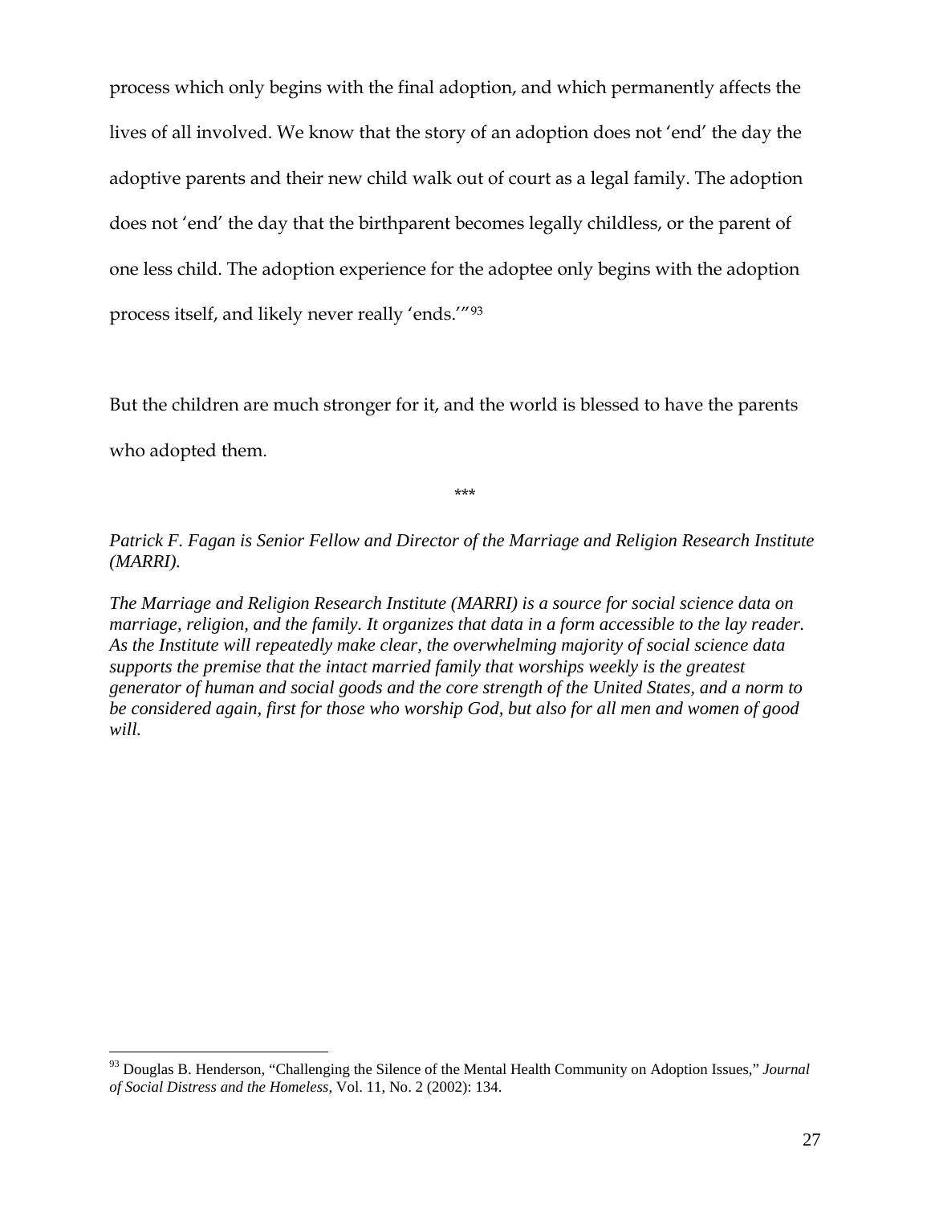process which only begins with the final adoption, and which permanently affects the lives of all involved. We know that the story of an adoption does not 'end' the day the adoptive parents and their new child walk out of court as a legal family. The adoption does not 'end' the day that the birthparent becomes legally childless, or the parent of one less child. The adoption experience for the adoptee only begins with the adoption process itself, and likely never really 'ends.'"[93]

But the children are much stronger for it, and the world is blessed to have the parents who adopted them.

***

*Patrick F. Fagan is Senior Fellow and Director of the Marriage and Religion Research Institute (MARRI).*

*The Marriage and Religion Research Institute (MARRI) is a source for social science data on marriage, religion, and the family. It organizes that data in a form accessible to the lay reader. As the Institute will repeatedly make clear, the overwhelming majority of social science data supports the premise that the intact married family that worships weekly is the greatest generator of human and social goods and the core strength of the United States, and a norm to be considered again, first for those who worship God, but also for all men and women of good will.*

---

[93] Douglas B. Henderson, "Challenging the Silence of the Mental Health Community on Adoption Issues," *Journal of Social Distress and the Homeless,* Vol. 11, No. 2 (2002): 134.